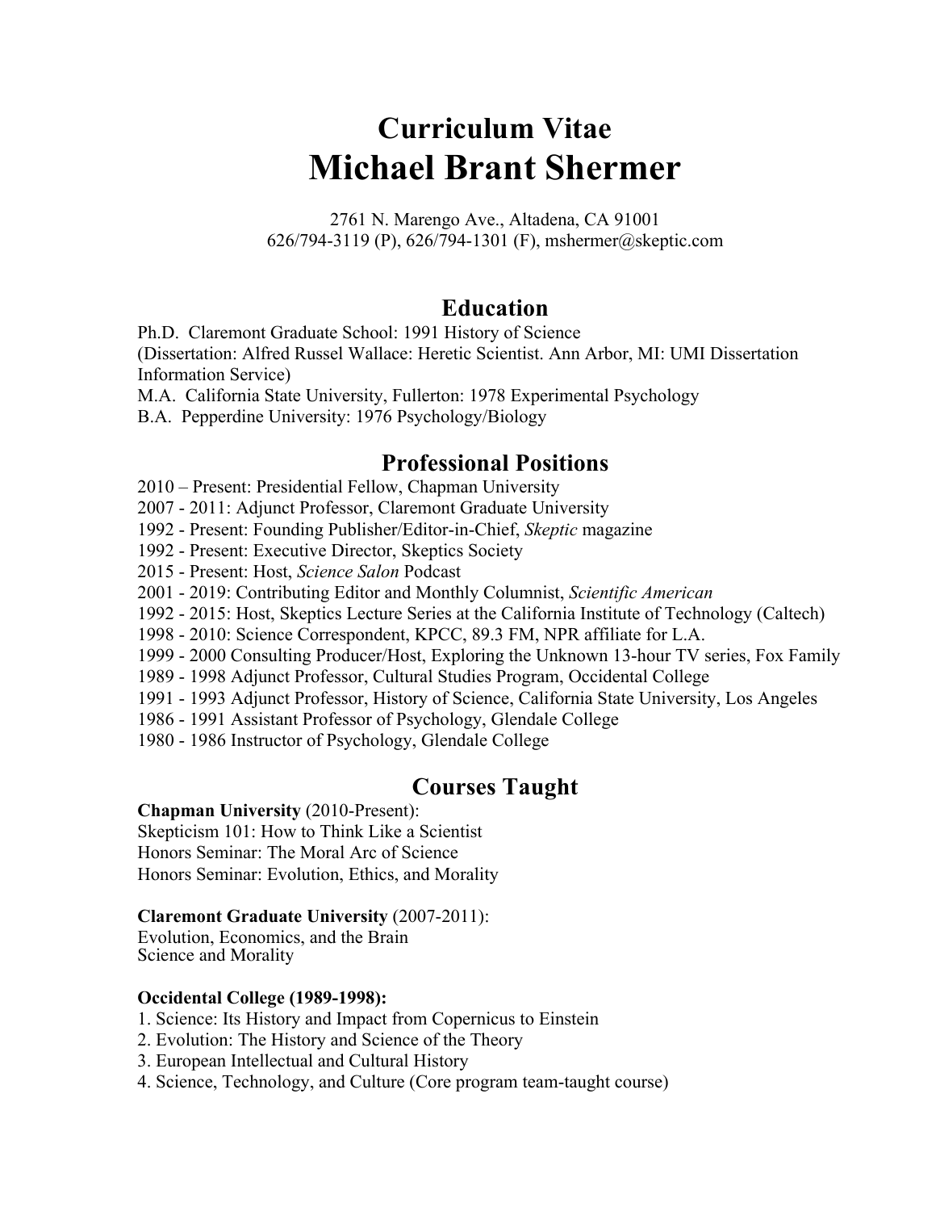# Curriculum Vitae
# Michael Brant Shermer

2761 N. Marengo Ave., Altadena, CA 91001
626/794-3119 (P), 626/794-1301 (F), mshermer@skeptic.com

## Education

Ph.D. Claremont Graduate School: 1991 History of Science
(Dissertation: Alfred Russel Wallace: Heretic Scientist. Ann Arbor, MI: UMI Dissertation Information Service)
M.A. California State University, Fullerton: 1978 Experimental Psychology
B.A. Pepperdine University: 1976 Psychology/Biology

## Professional Positions

2010 – Present: Presidential Fellow, Chapman University
2007 - 2011: Adjunct Professor, Claremont Graduate University
1992 - Present: Founding Publisher/Editor-in-Chief, *Skeptic* magazine
1992 - Present: Executive Director, Skeptics Society
2015 - Present: Host, *Science Salon* Podcast
2001 - 2019: Contributing Editor and Monthly Columnist, *Scientific American*
1992 - 2015: Host, Skeptics Lecture Series at the California Institute of Technology (Caltech)
1998 - 2010: Science Correspondent, KPCC, 89.3 FM, NPR affiliate for L.A.
1999 - 2000 Consulting Producer/Host, Exploring the Unknown 13-hour TV series, Fox Family
1989 - 1998 Adjunct Professor, Cultural Studies Program, Occidental College
1991 - 1993 Adjunct Professor, History of Science, California State University, Los Angeles
1986 - 1991 Assistant Professor of Psychology, Glendale College
1980 - 1986 Instructor of Psychology, Glendale College

## Courses Taught

**Chapman University** (2010-Present):
Skepticism 101: How to Think Like a Scientist
Honors Seminar: The Moral Arc of Science
Honors Seminar: Evolution, Ethics, and Morality

**Claremont Graduate University** (2007-2011):
Evolution, Economics, and the Brain
Science and Morality

**Occidental College (1989-1998):**

1. Science: Its History and Impact from Copernicus to Einstein
2. Evolution: The History and Science of the Theory
3. European Intellectual and Cultural History
4. Science, Technology, and Culture (Core program team-taught course)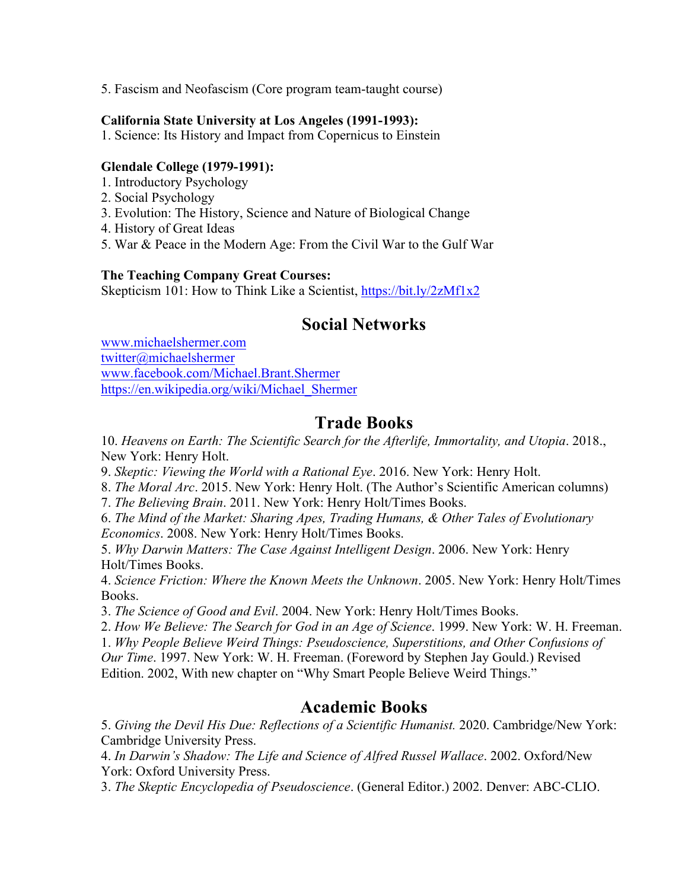5. Fascism and Neofascism (Core program team-taught course)

**California State University at Los Angeles (1991-1993):**
1. Science: Its History and Impact from Copernicus to Einstein

**Glendale College (1979-1991):**
1. Introductory Psychology
2. Social Psychology
3. Evolution: The History, Science and Nature of Biological Change
4. History of Great Ideas
5. War & Peace in the Modern Age: From the Civil War to the Gulf War

**The Teaching Company Great Courses:**
Skepticism 101: How to Think Like a Scientist, https://bit.ly/2zMf1x2

## Social Networks

www.michaelshermer.com
twitter@michaelshermer
www.facebook.com/Michael.Brant.Shermer
https://en.wikipedia.org/wiki/Michael_Shermer

## Trade Books

10. *Heavens on Earth: The Scientific Search for the Afterlife, Immortality, and Utopia*. 2018., New York: Henry Holt.
9. *Skeptic: Viewing the World with a Rational Eye*. 2016. New York: Henry Holt.
8. *The Moral Arc*. 2015. New York: Henry Holt. (The Author's Scientific American columns)
7. *The Believing Brain*. 2011. New York: Henry Holt/Times Books.
6. *The Mind of the Market: Sharing Apes, Trading Humans, & Other Tales of Evolutionary Economics*. 2008. New York: Henry Holt/Times Books.
5. *Why Darwin Matters: The Case Against Intelligent Design*. 2006. New York: Henry Holt/Times Books.
4. *Science Friction: Where the Known Meets the Unknown*. 2005. New York: Henry Holt/Times Books.
3. *The Science of Good and Evil*. 2004. New York: Henry Holt/Times Books.
2. *How We Believe: The Search for God in an Age of Science*. 1999. New York: W. H. Freeman.
1. *Why People Believe Weird Things: Pseudoscience, Superstitions, and Other Confusions of Our Time*. 1997. New York: W. H. Freeman. (Foreword by Stephen Jay Gould.) Revised Edition. 2002, With new chapter on "Why Smart People Believe Weird Things."

## Academic Books

5. *Giving the Devil His Due: Reflections of a Scientific Humanist.* 2020. Cambridge/New York: Cambridge University Press.
4. *In Darwin's Shadow: The Life and Science of Alfred Russel Wallace*. 2002. Oxford/New York: Oxford University Press.
3. *The Skeptic Encyclopedia of Pseudoscience*. (General Editor.) 2002. Denver: ABC-CLIO.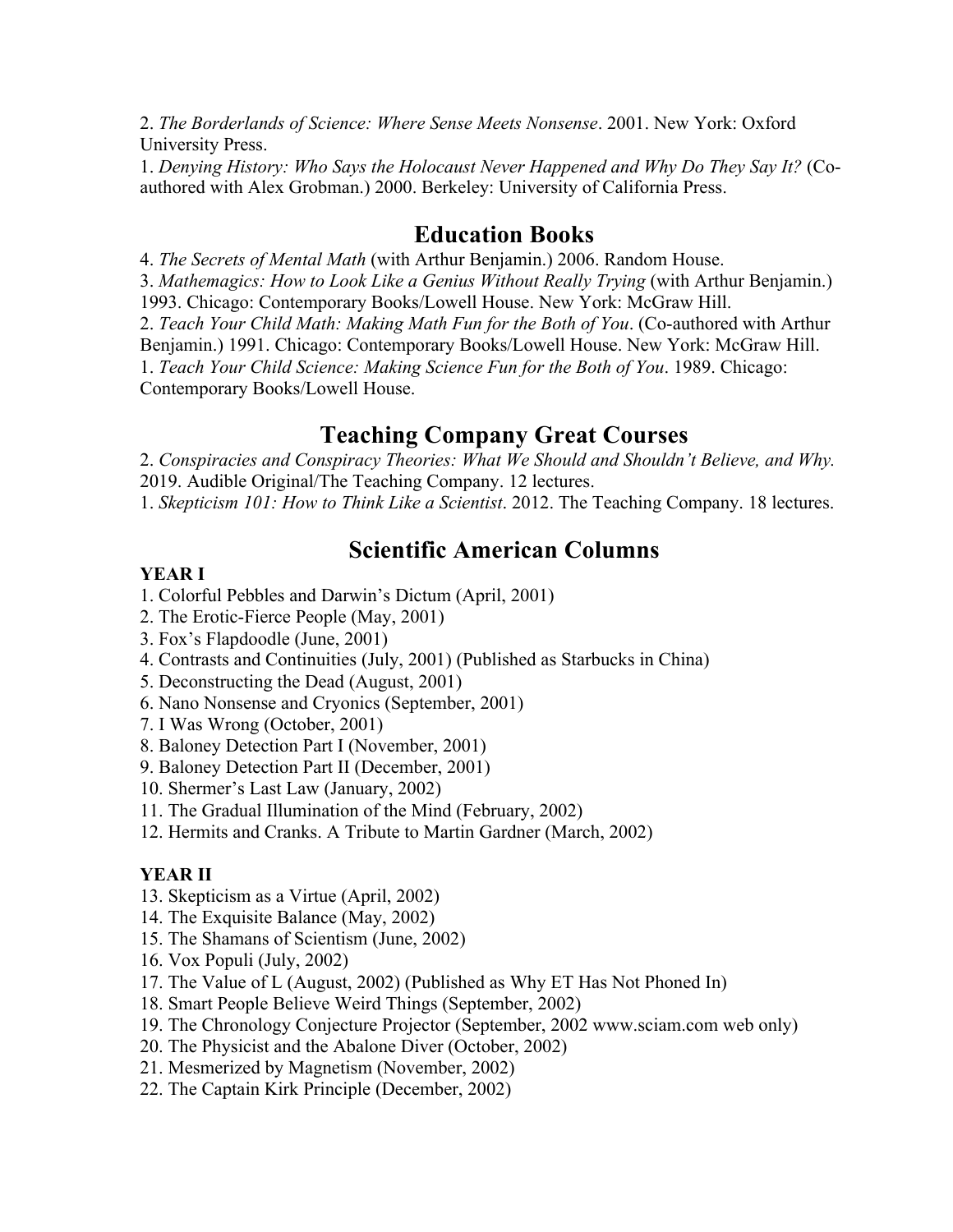2. *The Borderlands of Science: Where Sense Meets Nonsense*. 2001. New York: Oxford University Press.

1. *Denying History: Who Says the Holocaust Never Happened and Why Do They Say It?* (Co-authored with Alex Grobman.) 2000. Berkeley: University of California Press.

## Education Books

4. *The Secrets of Mental Math* (with Arthur Benjamin.) 2006. Random House.

3. *Mathemagics: How to Look Like a Genius Without Really Trying* (with Arthur Benjamin.) 1993. Chicago: Contemporary Books/Lowell House. New York: McGraw Hill.

2. *Teach Your Child Math: Making Math Fun for the Both of You*. (Co-authored with Arthur Benjamin.) 1991. Chicago: Contemporary Books/Lowell House. New York: McGraw Hill.

1. *Teach Your Child Science: Making Science Fun for the Both of You*. 1989. Chicago: Contemporary Books/Lowell House.

## Teaching Company Great Courses

2. *Conspiracies and Conspiracy Theories: What We Should and Shouldn't Believe, and Why.* 2019. Audible Original/The Teaching Company. 12 lectures.

1. *Skepticism 101: How to Think Like a Scientist*. 2012. The Teaching Company. 18 lectures.

## Scientific American Columns

**YEAR I**

1. Colorful Pebbles and Darwin's Dictum (April, 2001)
2. The Erotic-Fierce People (May, 2001)
3. Fox's Flapdoodle (June, 2001)
4. Contrasts and Continuities (July, 2001) (Published as Starbucks in China)
5. Deconstructing the Dead (August, 2001)
6. Nano Nonsense and Cryonics (September, 2001)
7. I Was Wrong (October, 2001)
8. Baloney Detection Part I (November, 2001)
9. Baloney Detection Part II (December, 2001)
10. Shermer's Last Law (January, 2002)
11. The Gradual Illumination of the Mind (February, 2002)
12. Hermits and Cranks. A Tribute to Martin Gardner (March, 2002)

**YEAR II**

13. Skepticism as a Virtue (April, 2002)
14. The Exquisite Balance (May, 2002)
15. The Shamans of Scientism (June, 2002)
16. Vox Populi (July, 2002)
17. The Value of L (August, 2002) (Published as Why ET Has Not Phoned In)
18. Smart People Believe Weird Things (September, 2002)
19. The Chronology Conjecture Projector (September, 2002 www.sciam.com web only)
20. The Physicist and the Abalone Diver (October, 2002)
21. Mesmerized by Magnetism (November, 2002)
22. The Captain Kirk Principle (December, 2002)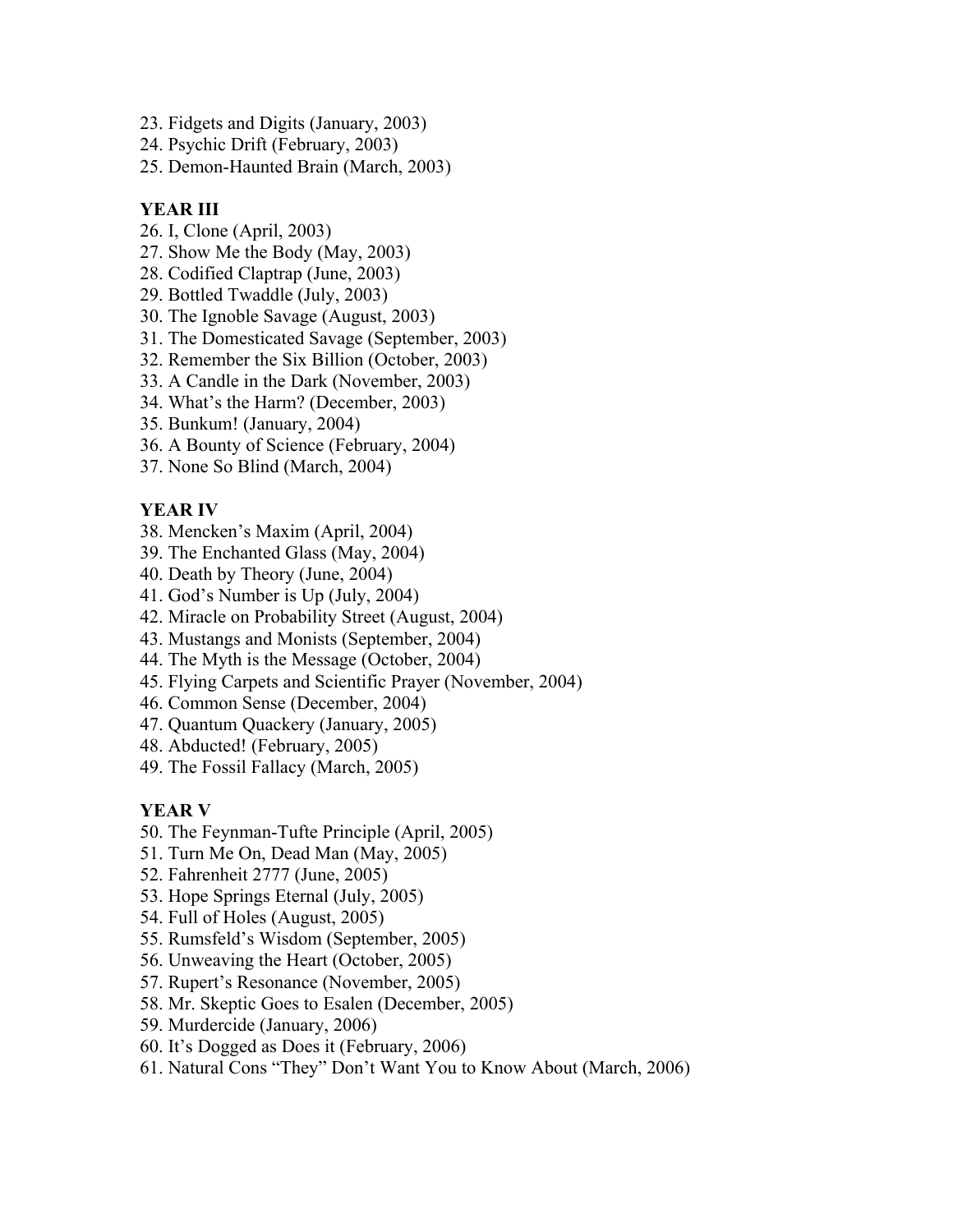23. Fidgets and Digits (January, 2003)
24. Psychic Drift (February, 2003)
25. Demon-Haunted Brain (March, 2003)

**YEAR III**

26. I, Clone (April, 2003)
27. Show Me the Body (May, 2003)
28. Codified Claptrap (June, 2003)
29. Bottled Twaddle (July, 2003)
30. The Ignoble Savage (August, 2003)
31. The Domesticated Savage (September, 2003)
32. Remember the Six Billion (October, 2003)
33. A Candle in the Dark (November, 2003)
34. What's the Harm? (December, 2003)
35. Bunkum! (January, 2004)
36. A Bounty of Science (February, 2004)
37. None So Blind (March, 2004)

**YEAR IV**

38. Mencken's Maxim (April, 2004)
39. The Enchanted Glass (May, 2004)
40. Death by Theory (June, 2004)
41. God's Number is Up (July, 2004)
42. Miracle on Probability Street (August, 2004)
43. Mustangs and Monists (September, 2004)
44. The Myth is the Message (October, 2004)
45. Flying Carpets and Scientific Prayer (November, 2004)
46. Common Sense (December, 2004)
47. Quantum Quackery (January, 2005)
48. Abducted! (February, 2005)
49. The Fossil Fallacy (March, 2005)

**YEAR V**

50. The Feynman-Tufte Principle (April, 2005)
51. Turn Me On, Dead Man (May, 2005)
52. Fahrenheit 2777 (June, 2005)
53. Hope Springs Eternal (July, 2005)
54. Full of Holes (August, 2005)
55. Rumsfeld's Wisdom (September, 2005)
56. Unweaving the Heart (October, 2005)
57. Rupert's Resonance (November, 2005)
58. Mr. Skeptic Goes to Esalen (December, 2005)
59. Murdercide (January, 2006)
60. It's Dogged as Does it (February, 2006)
61. Natural Cons "They" Don't Want You to Know About (March, 2006)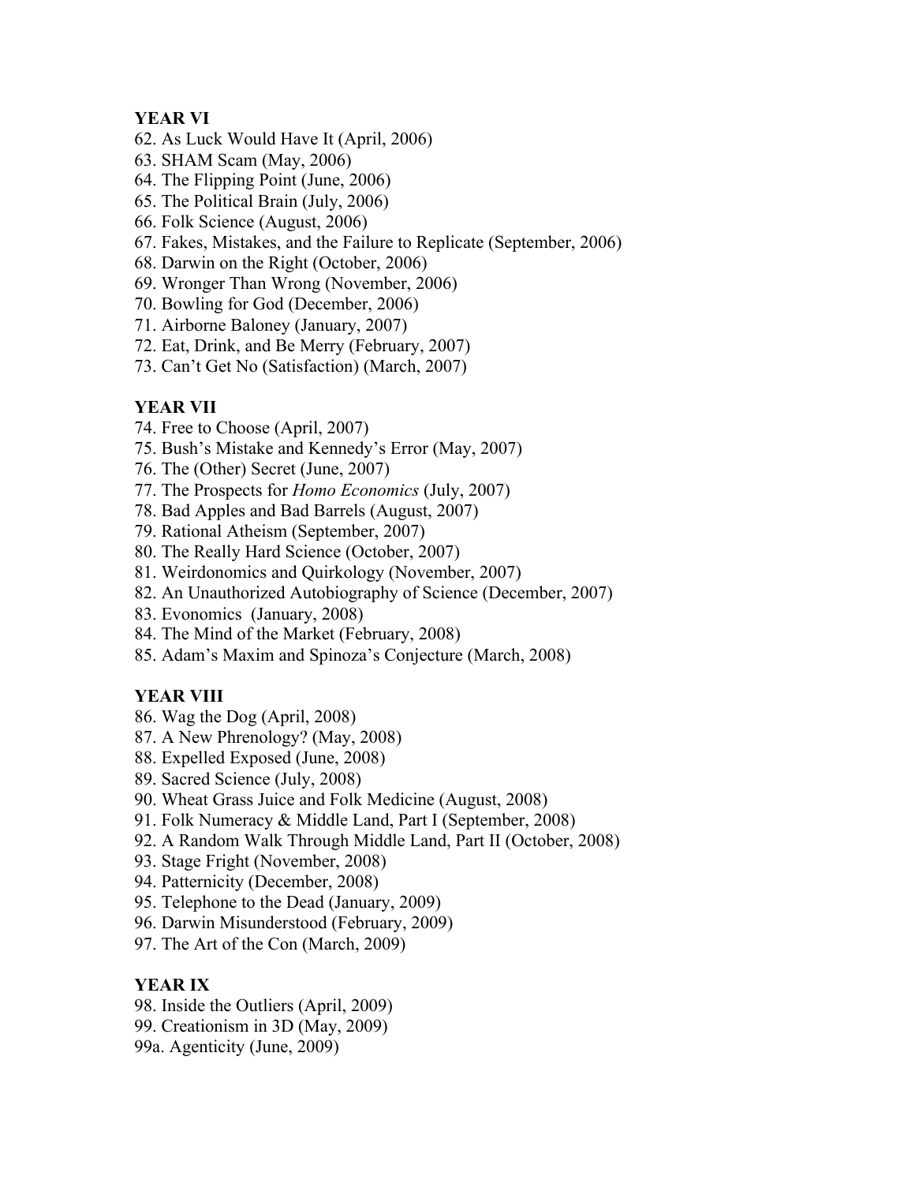**YEAR VI**

62. As Luck Would Have It (April, 2006)
63. SHAM Scam (May, 2006)
64. The Flipping Point (June, 2006)
65. The Political Brain (July, 2006)
66. Folk Science (August, 2006)
67. Fakes, Mistakes, and the Failure to Replicate (September, 2006)
68. Darwin on the Right (October, 2006)
69. Wronger Than Wrong (November, 2006)
70. Bowling for God (December, 2006)
71. Airborne Baloney (January, 2007)
72. Eat, Drink, and Be Merry (February, 2007)
73. Can't Get No (Satisfaction) (March, 2007)

**YEAR VII**

74. Free to Choose (April, 2007)
75. Bush's Mistake and Kennedy's Error (May, 2007)
76. The (Other) Secret (June, 2007)
77. The Prospects for *Homo Economics* (July, 2007)
78. Bad Apples and Bad Barrels (August, 2007)
79. Rational Atheism (September, 2007)
80. The Really Hard Science (October, 2007)
81. Weirdonomics and Quirkology (November, 2007)
82. An Unauthorized Autobiography of Science (December, 2007)
83. Evonomics (January, 2008)
84. The Mind of the Market (February, 2008)
85. Adam's Maxim and Spinoza's Conjecture (March, 2008)

**YEAR VIII**

86. Wag the Dog (April, 2008)
87. A New Phrenology? (May, 2008)
88. Expelled Exposed (June, 2008)
89. Sacred Science (July, 2008)
90. Wheat Grass Juice and Folk Medicine (August, 2008)
91. Folk Numeracy & Middle Land, Part I (September, 2008)
92. A Random Walk Through Middle Land, Part II (October, 2008)
93. Stage Fright (November, 2008)
94. Patternicity (December, 2008)
95. Telephone to the Dead (January, 2009)
96. Darwin Misunderstood (February, 2009)
97. The Art of the Con (March, 2009)

**YEAR IX**

98. Inside the Outliers (April, 2009)
99. Creationism in 3D (May, 2009)
99a. Agenticity (June, 2009)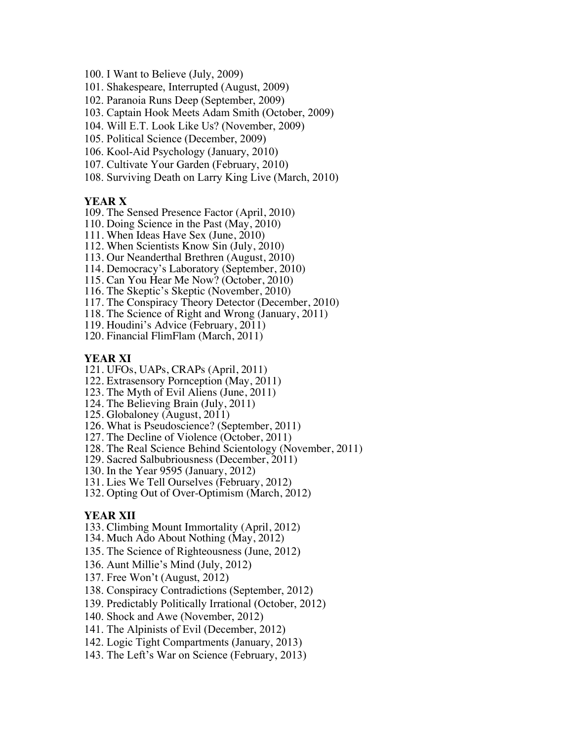100. I Want to Believe (July, 2009)
101. Shakespeare, Interrupted (August, 2009)
102. Paranoia Runs Deep (September, 2009)
103. Captain Hook Meets Adam Smith (October, 2009)
104. Will E.T. Look Like Us? (November, 2009)
105. Political Science (December, 2009)
106. Kool-Aid Psychology (January, 2010)
107. Cultivate Your Garden (February, 2010)
108. Surviving Death on Larry King Live (March, 2010)

**YEAR X**

109. The Sensed Presence Factor (April, 2010)
110. Doing Science in the Past (May, 2010)
111. When Ideas Have Sex (June, 2010)
112. When Scientists Know Sin (July, 2010)
113. Our Neanderthal Brethren (August, 2010)
114. Democracy's Laboratory (September, 2010)
115. Can You Hear Me Now? (October, 2010)
116. The Skeptic's Skeptic (November, 2010)
117. The Conspiracy Theory Detector (December, 2010)
118. The Science of Right and Wrong (January, 2011)
119. Houdini's Advice (February, 2011)
120. Financial FlimFlam (March, 2011)

**YEAR XI**

121. UFOs, UAPs, CRAPs (April, 2011)
122. Extrasensory Pornception (May, 2011)
123. The Myth of Evil Aliens (June, 2011)
124. The Believing Brain (July, 2011)
125. Globaloney (August, 2011)
126. What is Pseudoscience? (September, 2011)
127. The Decline of Violence (October, 2011)
128. The Real Science Behind Scientology (November, 2011)
129. Sacred Salbubriousness (December, 2011)
130. In the Year 9595 (January, 2012)
131. Lies We Tell Ourselves (February, 2012)
132. Opting Out of Over-Optimism (March, 2012)

**YEAR XII**

133. Climbing Mount Immortality (April, 2012)
134. Much Ado About Nothing (May, 2012)
135. The Science of Righteousness (June, 2012)
136. Aunt Millie's Mind (July, 2012)
137. Free Won't (August, 2012)
138. Conspiracy Contradictions (September, 2012)
139. Predictably Politically Irrational (October, 2012)
140. Shock and Awe (November, 2012)
141. The Alpinists of Evil (December, 2012)
142. Logic Tight Compartments (January, 2013)
143. The Left's War on Science (February, 2013)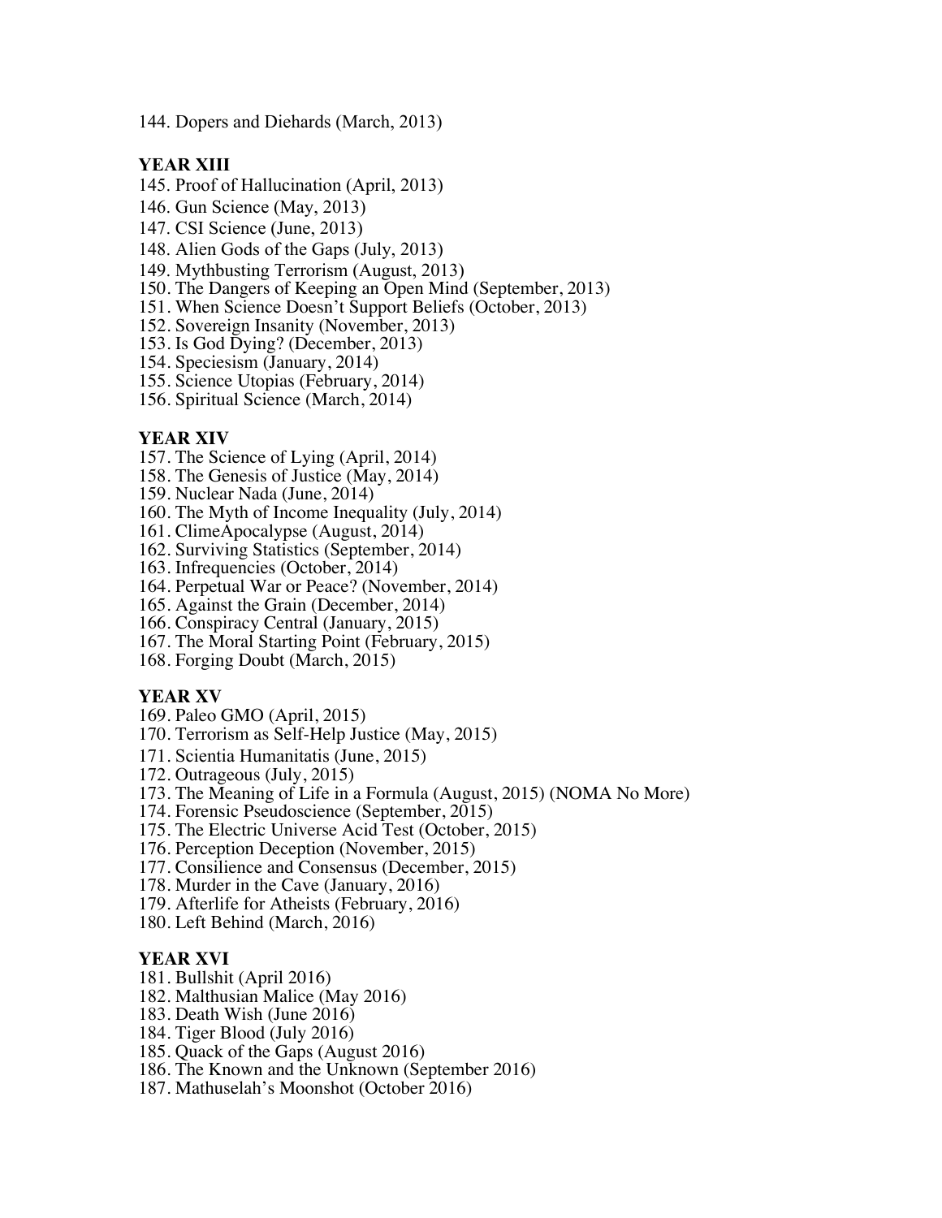144. Dopers and Diehards (March, 2013)

**YEAR XIII**

145. Proof of Hallucination (April, 2013)
146. Gun Science (May, 2013)
147. CSI Science (June, 2013)
148. Alien Gods of the Gaps (July, 2013)
149. Mythbusting Terrorism (August, 2013)
150. The Dangers of Keeping an Open Mind (September, 2013)
151. When Science Doesn't Support Beliefs (October, 2013)
152. Sovereign Insanity (November, 2013)
153. Is God Dying? (December, 2013)
154. Speciesism (January, 2014)
155. Science Utopias (February, 2014)
156. Spiritual Science (March, 2014)

**YEAR XIV**

157. The Science of Lying (April, 2014)
158. The Genesis of Justice (May, 2014)
159. Nuclear Nada (June, 2014)
160. The Myth of Income Inequality (July, 2014)
161. ClimeApocalypse (August, 2014)
162. Surviving Statistics (September, 2014)
163. Infrequencies (October, 2014)
164. Perpetual War or Peace? (November, 2014)
165. Against the Grain (December, 2014)
166. Conspiracy Central (January, 2015)
167. The Moral Starting Point (February, 2015)
168. Forging Doubt (March, 2015)

**YEAR XV**

169. Paleo GMO (April, 2015)
170. Terrorism as Self-Help Justice (May, 2015)
171. Scientia Humanitatis (June, 2015)
172. Outrageous (July, 2015)
173. The Meaning of Life in a Formula (August, 2015) (NOMA No More)
174. Forensic Pseudoscience (September, 2015)
175. The Electric Universe Acid Test (October, 2015)
176. Perception Deception (November, 2015)
177. Consilience and Consensus (December, 2015)
178. Murder in the Cave (January, 2016)
179. Afterlife for Atheists (February, 2016)
180. Left Behind (March, 2016)

**YEAR XVI**

181. Bullshit (April 2016)
182. Malthusian Malice (May 2016)
183. Death Wish (June 2016)
184. Tiger Blood (July 2016)
185. Quack of the Gaps (August 2016)
186. The Known and the Unknown (September 2016)
187. Mathuselah's Moonshot (October 2016)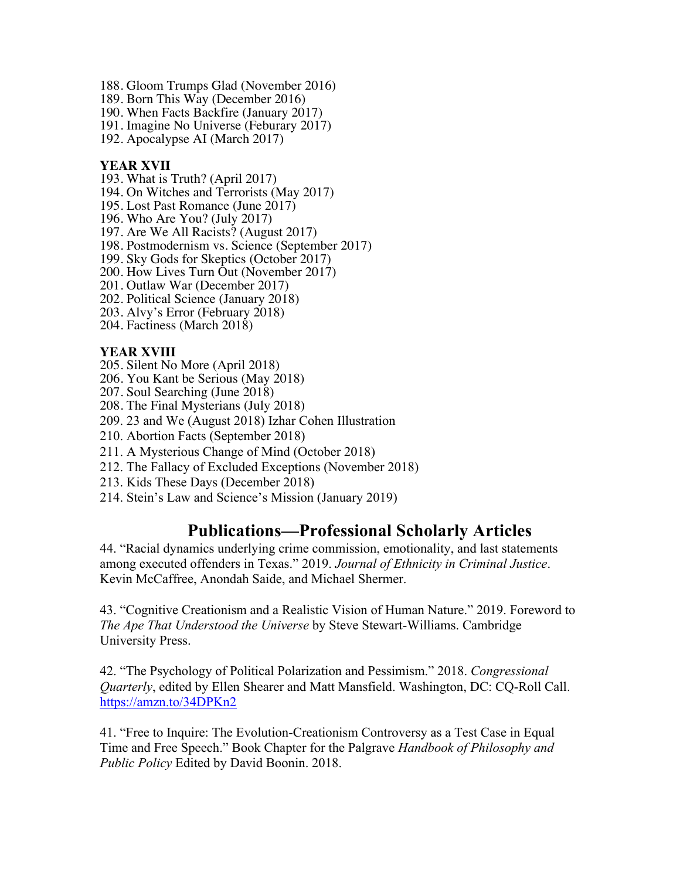188. Gloom Trumps Glad (November 2016)
189. Born This Way (December 2016)
190. When Facts Backfire (January 2017)
191. Imagine No Universe (Feburary 2017)
192. Apocalypse AI (March 2017)

**YEAR XVII**

193. What is Truth? (April 2017)
194. On Witches and Terrorists (May 2017)
195. Lost Past Romance (June 2017)
196. Who Are You? (July 2017)
197. Are We All Racists? (August 2017)
198. Postmodernism vs. Science (September 2017)
199. Sky Gods for Skeptics (October 2017)
200. How Lives Turn Out (November 2017)
201. Outlaw War (December 2017)
202. Political Science (January 2018)
203. Alvy's Error (February 2018)
204. Factiness (March 2018)

**YEAR XVIII**

205. Silent No More (April 2018)
206. You Kant be Serious (May 2018)
207. Soul Searching (June 2018)
208. The Final Mysterians (July 2018)
209. 23 and We (August 2018) Izhar Cohen Illustration
210. Abortion Facts (September 2018)
211. A Mysterious Change of Mind (October 2018)
212. The Fallacy of Excluded Exceptions (November 2018)
213. Kids These Days (December 2018)
214. Stein's Law and Science's Mission (January 2019)

## Publications—Professional Scholarly Articles

44. "Racial dynamics underlying crime commission, emotionality, and last statements among executed offenders in Texas." 2019. *Journal of Ethnicity in Criminal Justice*. Kevin McCaffree, Anondah Saide, and Michael Shermer.

43. "Cognitive Creationism and a Realistic Vision of Human Nature." 2019. Foreword to *The Ape That Understood the Universe* by Steve Stewart-Williams. Cambridge University Press.

42. "The Psychology of Political Polarization and Pessimism." 2018. *Congressional Quarterly*, edited by Ellen Shearer and Matt Mansfield. Washington, DC: CQ-Roll Call. https://amzn.to/34DPKn2

41. "Free to Inquire: The Evolution-Creationism Controversy as a Test Case in Equal Time and Free Speech." Book Chapter for the Palgrave *Handbook of Philosophy and Public Policy* Edited by David Boonin. 2018.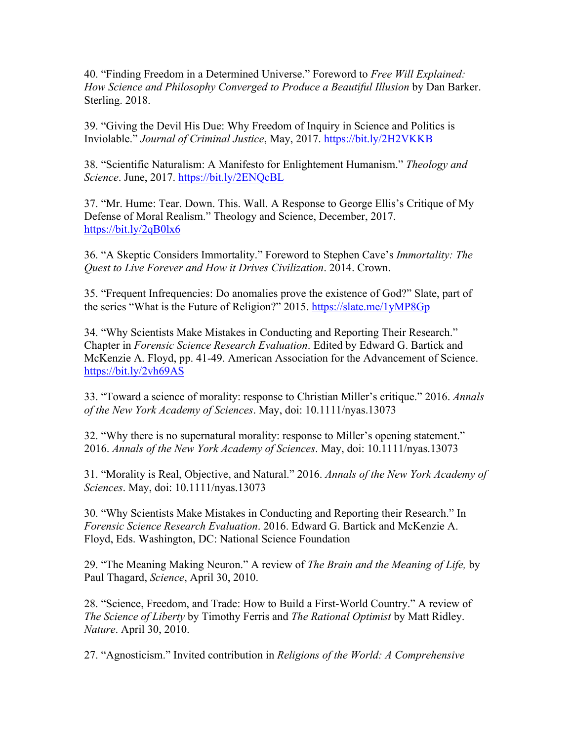40. “Finding Freedom in a Determined Universe.” Foreword to *Free Will Explained: How Science and Philosophy Converged to Produce a Beautiful Illusion* by Dan Barker. Sterling. 2018.

39. “Giving the Devil His Due: Why Freedom of Inquiry in Science and Politics is Inviolable.” *Journal of Criminal Justice*, May, 2017. https://bit.ly/2H2VKKB

38. “Scientific Naturalism: A Manifesto for Enlightement Humanism.” *Theology and Science*. June, 2017. https://bit.ly/2ENQcBL

37. “Mr. Hume: Tear. Down. This. Wall. A Response to George Ellis’s Critique of My Defense of Moral Realism.” Theology and Science, December, 2017. https://bit.ly/2qB0lx6

36. “A Skeptic Considers Immortality.” Foreword to Stephen Cave’s *Immortality: The Quest to Live Forever and How it Drives Civilization*. 2014. Crown.

35. “Frequent Infrequencies: Do anomalies prove the existence of God?” Slate, part of the series “What is the Future of Religion?” 2015. https://slate.me/1yMP8Gp

34. “Why Scientists Make Mistakes in Conducting and Reporting Their Research.” Chapter in *Forensic Science Research Evaluation*. Edited by Edward G. Bartick and McKenzie A. Floyd, pp. 41-49. American Association for the Advancement of Science. https://bit.ly/2vh69AS

33. “Toward a science of morality: response to Christian Miller’s critique.” 2016. *Annals of the New York Academy of Sciences*. May, doi: 10.1111/nyas.13073

32. “Why there is no supernatural morality: response to Miller’s opening statement.” 2016. *Annals of the New York Academy of Sciences*. May, doi: 10.1111/nyas.13073

31. “Morality is Real, Objective, and Natural.” 2016. *Annals of the New York Academy of Sciences*. May, doi: 10.1111/nyas.13073

30. “Why Scientists Make Mistakes in Conducting and Reporting their Research.” In *Forensic Science Research Evaluation*. 2016. Edward G. Bartick and McKenzie A. Floyd, Eds. Washington, DC: National Science Foundation

29. “The Meaning Making Neuron.” A review of *The Brain and the Meaning of Life,* by Paul Thagard, *Science*, April 30, 2010.

28. “Science, Freedom, and Trade: How to Build a First-World Country.” A review of *The Science of Liberty* by Timothy Ferris and *The Rational Optimist* by Matt Ridley. *Nature*. April 30, 2010.

27. “Agnosticism.” Invited contribution in *Religions of the World: A Comprehensive*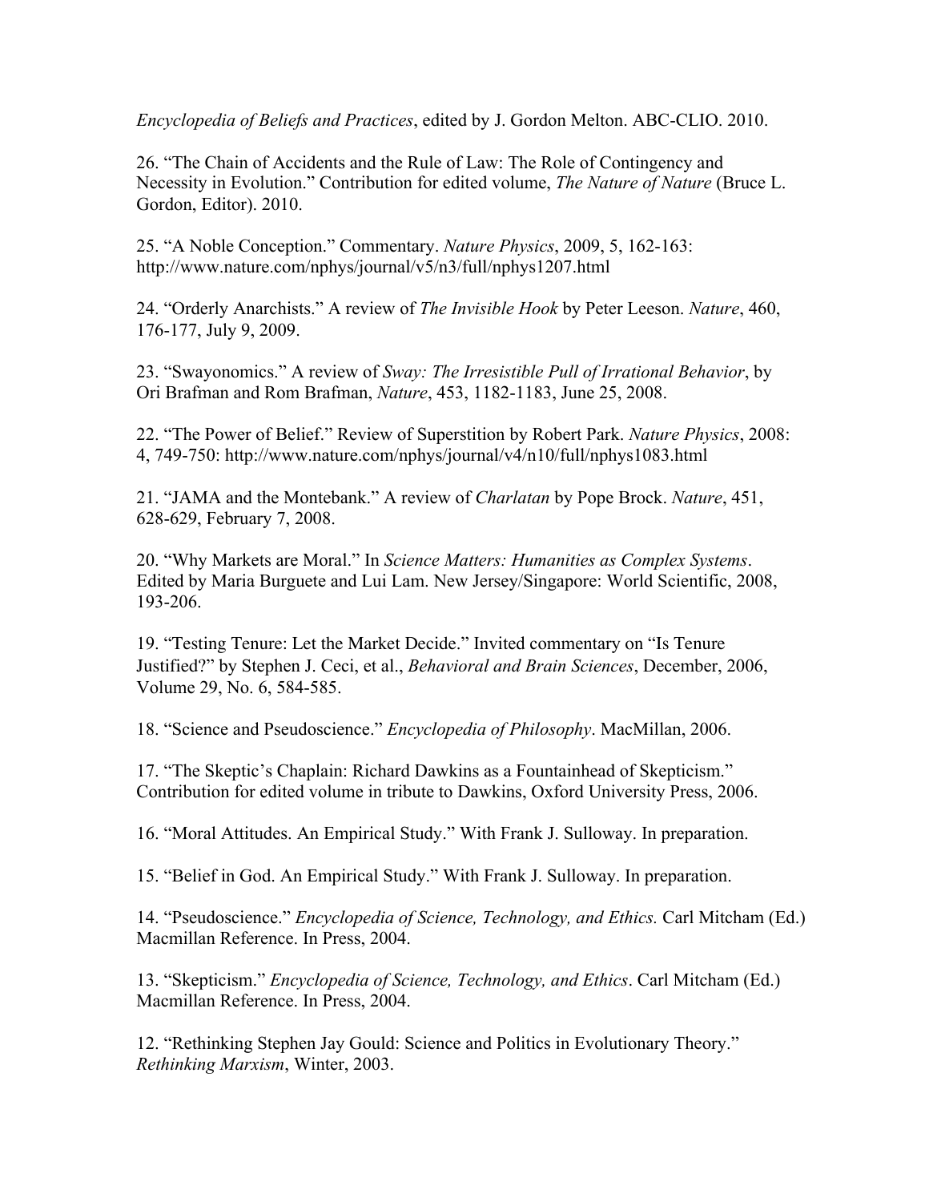*Encyclopedia of Beliefs and Practices*, edited by J. Gordon Melton. ABC-CLIO. 2010.

26. "The Chain of Accidents and the Rule of Law: The Role of Contingency and Necessity in Evolution." Contribution for edited volume, *The Nature of Nature* (Bruce L. Gordon, Editor). 2010.

25. "A Noble Conception." Commentary. *Nature Physics*, 2009, 5, 162-163: http://www.nature.com/nphys/journal/v5/n3/full/nphys1207.html

24. "Orderly Anarchists." A review of *The Invisible Hook* by Peter Leeson. *Nature*, 460, 176-177, July 9, 2009.

23. "Swayonomics." A review of *Sway: The Irresistible Pull of Irrational Behavior*, by Ori Brafman and Rom Brafman, *Nature*, 453, 1182-1183, June 25, 2008.

22. "The Power of Belief." Review of Superstition by Robert Park. *Nature Physics*, 2008: 4, 749-750: http://www.nature.com/nphys/journal/v4/n10/full/nphys1083.html

21. "JAMA and the Montebank." A review of *Charlatan* by Pope Brock. *Nature*, 451, 628-629, February 7, 2008.

20. "Why Markets are Moral." In *Science Matters: Humanities as Complex Systems*. Edited by Maria Burguete and Lui Lam. New Jersey/Singapore: World Scientific, 2008, 193-206.

19. "Testing Tenure: Let the Market Decide." Invited commentary on "Is Tenure Justified?" by Stephen J. Ceci, et al., *Behavioral and Brain Sciences*, December, 2006, Volume 29, No. 6, 584-585.

18. "Science and Pseudoscience." *Encyclopedia of Philosophy*. MacMillan, 2006.

17. "The Skeptic's Chaplain: Richard Dawkins as a Fountainhead of Skepticism." Contribution for edited volume in tribute to Dawkins, Oxford University Press, 2006.

16. "Moral Attitudes. An Empirical Study." With Frank J. Sulloway. In preparation.

15. "Belief in God. An Empirical Study." With Frank J. Sulloway. In preparation.

14. "Pseudoscience." *Encyclopedia of Science, Technology, and Ethics.* Carl Mitcham (Ed.) Macmillan Reference. In Press, 2004.

13. "Skepticism." *Encyclopedia of Science, Technology, and Ethics*. Carl Mitcham (Ed.) Macmillan Reference. In Press, 2004.

12. "Rethinking Stephen Jay Gould: Science and Politics in Evolutionary Theory." *Rethinking Marxism*, Winter, 2003.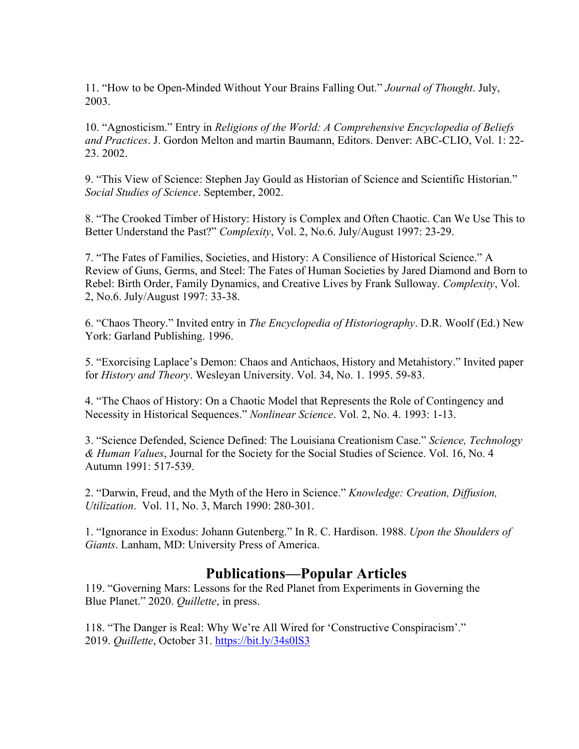11. “How to be Open-Minded Without Your Brains Falling Out.” *Journal of Thought*. July, 2003.

10. “Agnosticism.” Entry in *Religions of the World: A Comprehensive Encyclopedia of Beliefs and Practices*. J. Gordon Melton and martin Baumann, Editors. Denver: ABC-CLIO, Vol. 1: 22-23. 2002.

9. “This View of Science: Stephen Jay Gould as Historian of Science and Scientific Historian.” *Social Studies of Science*. September, 2002.

8. “The Crooked Timber of History: History is Complex and Often Chaotic. Can We Use This to Better Understand the Past?” *Complexity*, Vol. 2, No.6. July/August 1997: 23-29.

7. “The Fates of Families, Societies, and History: A Consilience of Historical Science.” A Review of Guns, Germs, and Steel: The Fates of Human Societies by Jared Diamond and Born to Rebel: Birth Order, Family Dynamics, and Creative Lives by Frank Sulloway. *Complexity*, Vol. 2, No.6. July/August 1997: 33-38.

6. “Chaos Theory.” Invited entry in *The Encyclopedia of Historiography*. D.R. Woolf (Ed.) New York: Garland Publishing. 1996.

5. “Exorcising Laplace’s Demon: Chaos and Antichaos, History and Metahistory.” Invited paper for *History and Theory*. Wesleyan University. Vol. 34, No. 1. 1995. 59-83.

4. “The Chaos of History: On a Chaotic Model that Represents the Role of Contingency and Necessity in Historical Sequences.” *Nonlinear Science*. Vol. 2, No. 4. 1993: 1-13.

3. “Science Defended, Science Defined: The Louisiana Creationism Case.” *Science, Technology & Human Values*, Journal for the Society for the Social Studies of Science. Vol. 16, No. 4 Autumn 1991: 517-539.

2. “Darwin, Freud, and the Myth of the Hero in Science.” *Knowledge: Creation, Diffusion, Utilization*. Vol. 11, No. 3, March 1990: 280-301.

1. “Ignorance in Exodus: Johann Gutenberg.” In R. C. Hardison. 1988. *Upon the Shoulders of Giants*. Lanham, MD: University Press of America.

## Publications—Popular Articles

119. “Governing Mars: Lessons for the Red Planet from Experiments in Governing the Blue Planet.” 2020. *Quillette*, in press.

118. “The Danger is Real: Why We’re All Wired for ‘Constructive Conspiracism’.” 2019. *Quillette*, October 31. https://bit.ly/34s0lS3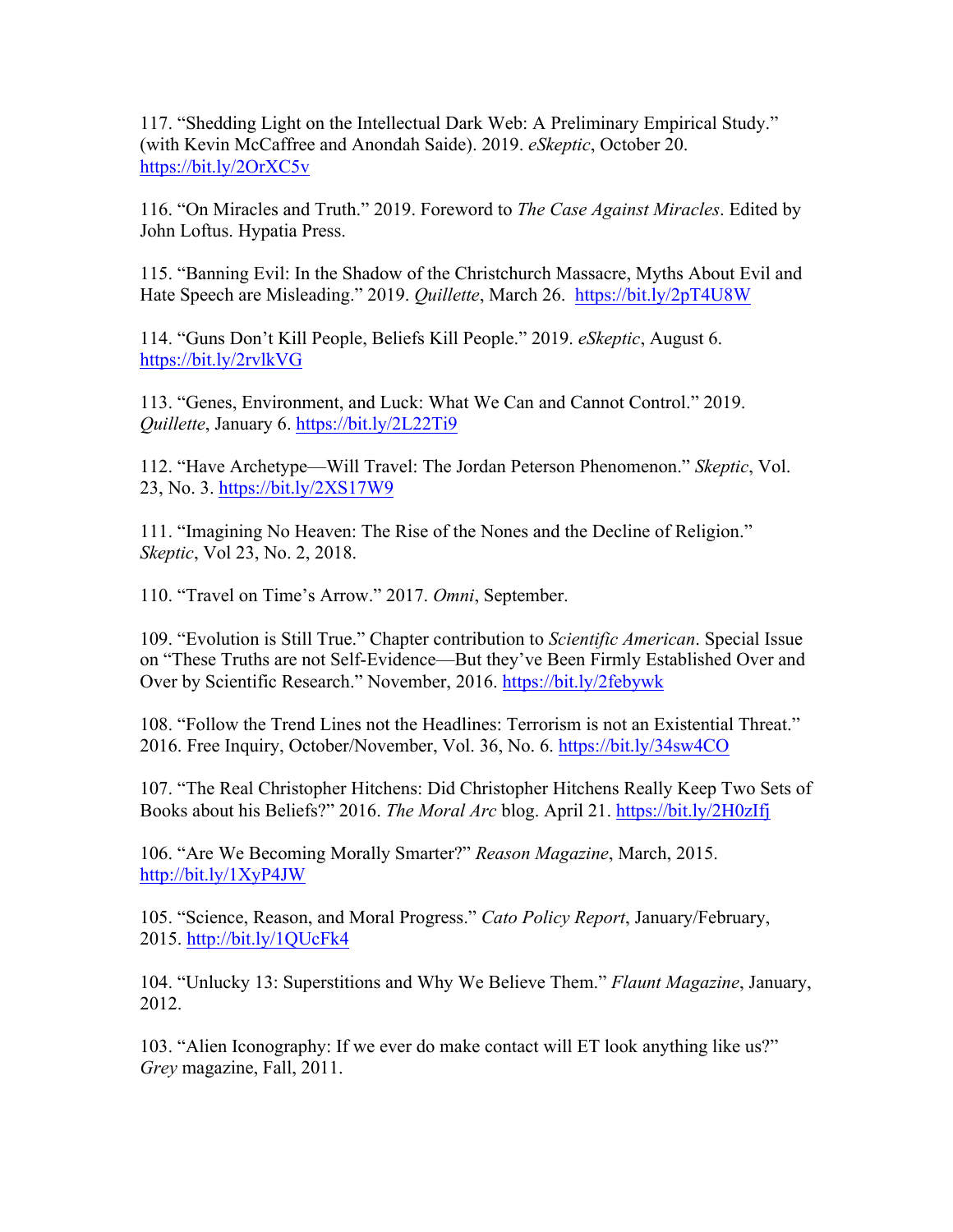117. "Shedding Light on the Intellectual Dark Web: A Preliminary Empirical Study." (with Kevin McCaffree and Anondah Saide). 2019. *eSkeptic*, October 20. https://bit.ly/2OrXC5v

116. "On Miracles and Truth." 2019. Foreword to *The Case Against Miracles*. Edited by John Loftus. Hypatia Press.

115. "Banning Evil: In the Shadow of the Christchurch Massacre, Myths About Evil and Hate Speech are Misleading." 2019. *Quillette*, March 26. https://bit.ly/2pT4U8W

114. "Guns Don't Kill People, Beliefs Kill People." 2019. *eSkeptic*, August 6. https://bit.ly/2rvlkVG

113. "Genes, Environment, and Luck: What We Can and Cannot Control." 2019. *Quillette*, January 6. https://bit.ly/2L22Ti9

112. "Have Archetype—Will Travel: The Jordan Peterson Phenomenon." *Skeptic*, Vol. 23, No. 3. https://bit.ly/2XS17W9

111. "Imagining No Heaven: The Rise of the Nones and the Decline of Religion." *Skeptic*, Vol 23, No. 2, 2018.

110. "Travel on Time's Arrow." 2017. *Omni*, September.

109. "Evolution is Still True." Chapter contribution to *Scientific American*. Special Issue on "These Truths are not Self-Evidence—But they've Been Firmly Established Over and Over by Scientific Research." November, 2016. https://bit.ly/2febywk

108. "Follow the Trend Lines not the Headlines: Terrorism is not an Existential Threat." 2016. Free Inquiry, October/November, Vol. 36, No. 6. https://bit.ly/34sw4CO

107. "The Real Christopher Hitchens: Did Christopher Hitchens Really Keep Two Sets of Books about his Beliefs?" 2016. *The Moral Arc* blog. April 21. https://bit.ly/2H0zIfj

106. "Are We Becoming Morally Smarter?" *Reason Magazine*, March, 2015. http://bit.ly/1XyP4JW

105. "Science, Reason, and Moral Progress." *Cato Policy Report*, January/February, 2015. http://bit.ly/1QUcFk4

104. "Unlucky 13: Superstitions and Why We Believe Them." *Flaunt Magazine*, January, 2012.

103. "Alien Iconography: If we ever do make contact will ET look anything like us?" *Grey* magazine, Fall, 2011.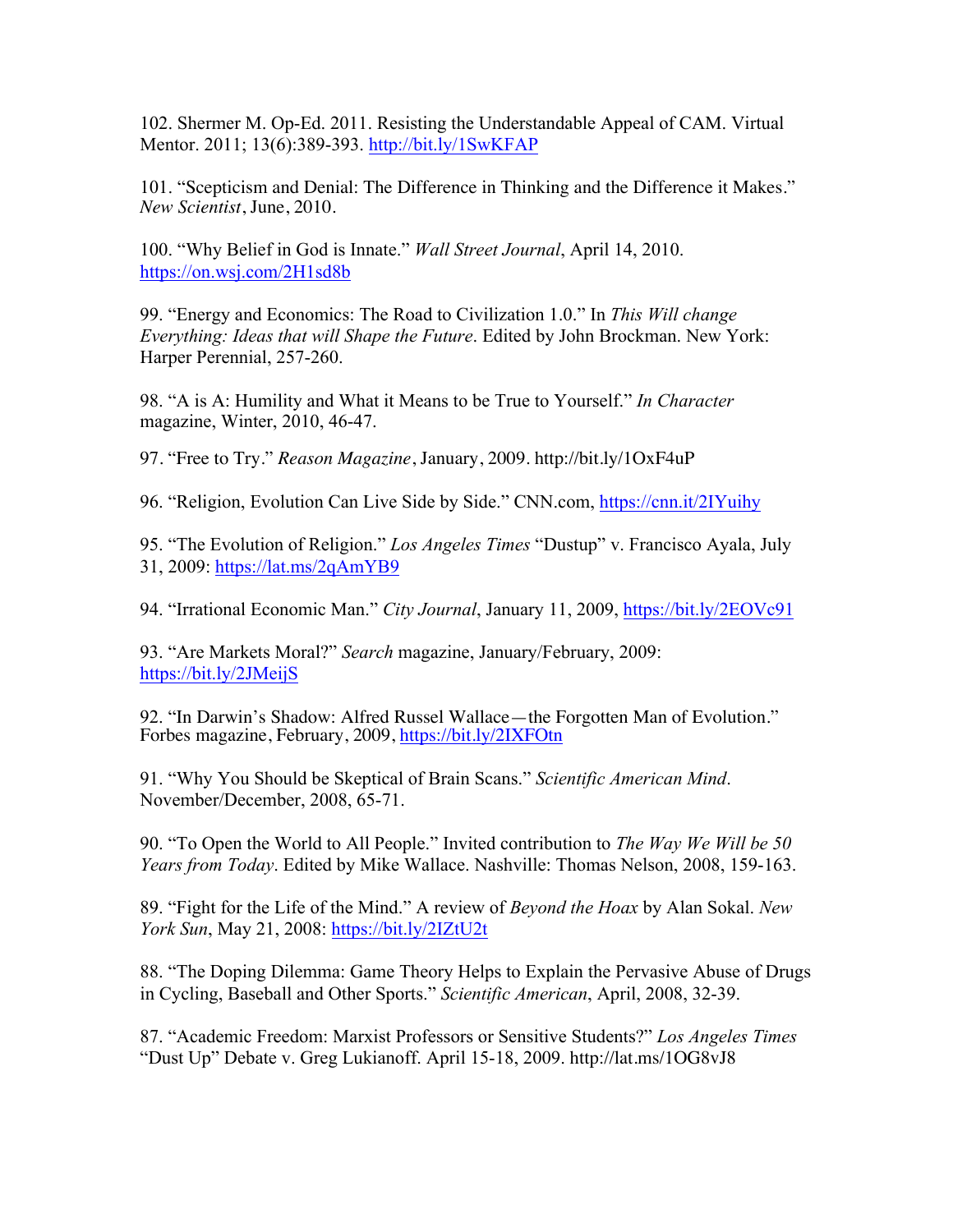102. Shermer M. Op-Ed. 2011. Resisting the Understandable Appeal of CAM. Virtual Mentor. 2011; 13(6):389-393. http://bit.ly/1SwKFAP

101. “Scepticism and Denial: The Difference in Thinking and the Difference it Makes.” *New Scientist*, June, 2010.

100. “Why Belief in God is Innate.” *Wall Street Journal*, April 14, 2010. https://on.wsj.com/2H1sd8b

99. “Energy and Economics: The Road to Civilization 1.0.” In *This Will change Everything: Ideas that will Shape the Future*. Edited by John Brockman. New York: Harper Perennial, 257-260.

98. “A is A: Humility and What it Means to be True to Yourself.” *In Character* magazine, Winter, 2010, 46-47.

97. “Free to Try.” *Reason Magazine*, January, 2009. http://bit.ly/1OxF4uP

96. “Religion, Evolution Can Live Side by Side.” CNN.com, https://cnn.it/2IYuihy

95. “The Evolution of Religion.” *Los Angeles Times* “Dustup” v. Francisco Ayala, July 31, 2009: https://lat.ms/2qAmYB9

94. “Irrational Economic Man.” *City Journal*, January 11, 2009, https://bit.ly/2EOVc91

93. “Are Markets Moral?” *Search* magazine, January/February, 2009: https://bit.ly/2JMeijS

92. “In Darwin’s Shadow: Alfred Russel Wallace—the Forgotten Man of Evolution.” Forbes magazine, February, 2009, https://bit.ly/2IXFOtn

91. “Why You Should be Skeptical of Brain Scans.” *Scientific American Mind*. November/December, 2008, 65-71.

90. “To Open the World to All People.” Invited contribution to *The Way We Will be 50 Years from Today*. Edited by Mike Wallace. Nashville: Thomas Nelson, 2008, 159-163.

89. “Fight for the Life of the Mind.” A review of *Beyond the Hoax* by Alan Sokal. *New York Sun*, May 21, 2008: https://bit.ly/2IZtU2t

88. “The Doping Dilemma: Game Theory Helps to Explain the Pervasive Abuse of Drugs in Cycling, Baseball and Other Sports.” *Scientific American*, April, 2008, 32-39.

87. “Academic Freedom: Marxist Professors or Sensitive Students?” *Los Angeles Times* “Dust Up” Debate v. Greg Lukianoff. April 15-18, 2009. http://lat.ms/1OG8vJ8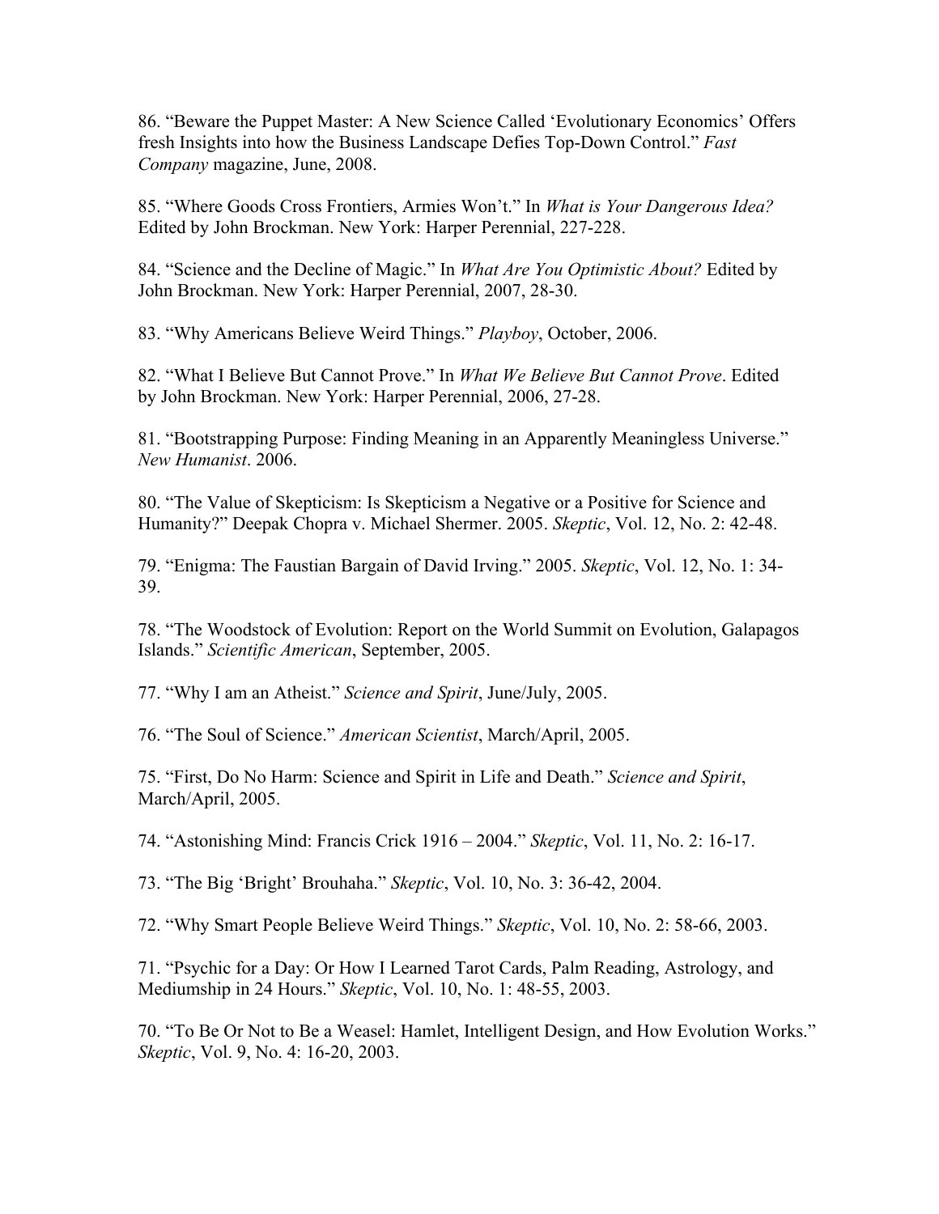86. "Beware the Puppet Master: A New Science Called 'Evolutionary Economics' Offers fresh Insights into how the Business Landscape Defies Top-Down Control." *Fast Company* magazine, June, 2008.

85. "Where Goods Cross Frontiers, Armies Won't." In *What is Your Dangerous Idea?* Edited by John Brockman. New York: Harper Perennial, 227-228.

84. "Science and the Decline of Magic." In *What Are You Optimistic About?* Edited by John Brockman. New York: Harper Perennial, 2007, 28-30.

83. "Why Americans Believe Weird Things." *Playboy*, October, 2006.

82. "What I Believe But Cannot Prove." In *What We Believe But Cannot Prove*. Edited by John Brockman. New York: Harper Perennial, 2006, 27-28.

81. "Bootstrapping Purpose: Finding Meaning in an Apparently Meaningless Universe." *New Humanist*. 2006.

80. "The Value of Skepticism: Is Skepticism a Negative or a Positive for Science and Humanity?" Deepak Chopra v. Michael Shermer. 2005. *Skeptic*, Vol. 12, No. 2: 42-48.

79. "Enigma: The Faustian Bargain of David Irving." 2005. *Skeptic*, Vol. 12, No. 1: 34-39.

78. "The Woodstock of Evolution: Report on the World Summit on Evolution, Galapagos Islands." *Scientific American*, September, 2005.

77. "Why I am an Atheist." *Science and Spirit*, June/July, 2005.

76. "The Soul of Science." *American Scientist*, March/April, 2005.

75. "First, Do No Harm: Science and Spirit in Life and Death." *Science and Spirit*, March/April, 2005.

74. "Astonishing Mind: Francis Crick 1916 – 2004." *Skeptic*, Vol. 11, No. 2: 16-17.

73. "The Big 'Bright' Brouhaha." *Skeptic*, Vol. 10, No. 3: 36-42, 2004.

72. "Why Smart People Believe Weird Things." *Skeptic*, Vol. 10, No. 2: 58-66, 2003.

71. "Psychic for a Day: Or How I Learned Tarot Cards, Palm Reading, Astrology, and Mediumship in 24 Hours." *Skeptic*, Vol. 10, No. 1: 48-55, 2003.

70. "To Be Or Not to Be a Weasel: Hamlet, Intelligent Design, and How Evolution Works." *Skeptic*, Vol. 9, No. 4: 16-20, 2003.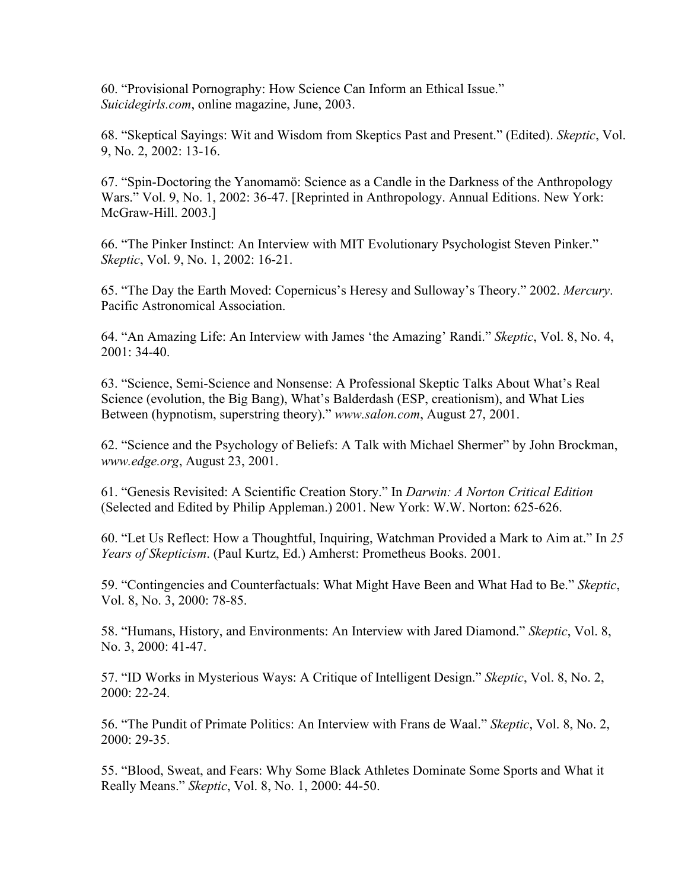60. "Provisional Pornography: How Science Can Inform an Ethical Issue." *Suicidegirls.com*, online magazine, June, 2003.

68. "Skeptical Sayings: Wit and Wisdom from Skeptics Past and Present." (Edited). *Skeptic*, Vol. 9, No. 2, 2002: 13-16.

67. "Spin-Doctoring the Yanomamö: Science as a Candle in the Darkness of the Anthropology Wars." Vol. 9, No. 1, 2002: 36-47. [Reprinted in Anthropology. Annual Editions. New York: McGraw-Hill. 2003.]

66. "The Pinker Instinct: An Interview with MIT Evolutionary Psychologist Steven Pinker." *Skeptic*, Vol. 9, No. 1, 2002: 16-21.

65. "The Day the Earth Moved: Copernicus's Heresy and Sulloway's Theory." 2002. *Mercury*. Pacific Astronomical Association.

64. "An Amazing Life: An Interview with James 'the Amazing' Randi." *Skeptic*, Vol. 8, No. 4, 2001: 34-40.

63. "Science, Semi-Science and Nonsense: A Professional Skeptic Talks About What's Real Science (evolution, the Big Bang), What's Balderdash (ESP, creationism), and What Lies Between (hypnotism, superstring theory)." *www.salon.com*, August 27, 2001.

62. "Science and the Psychology of Beliefs: A Talk with Michael Shermer" by John Brockman, *www.edge.org*, August 23, 2001.

61. "Genesis Revisited: A Scientific Creation Story." In *Darwin: A Norton Critical Edition* (Selected and Edited by Philip Appleman.) 2001. New York: W.W. Norton: 625-626.

60. "Let Us Reflect: How a Thoughtful, Inquiring, Watchman Provided a Mark to Aim at." In *25 Years of Skepticism*. (Paul Kurtz, Ed.) Amherst: Prometheus Books. 2001.

59. "Contingencies and Counterfactuals: What Might Have Been and What Had to Be." *Skeptic*, Vol. 8, No. 3, 2000: 78-85.

58. "Humans, History, and Environments: An Interview with Jared Diamond." *Skeptic*, Vol. 8, No. 3, 2000: 41-47.

57. "ID Works in Mysterious Ways: A Critique of Intelligent Design." *Skeptic*, Vol. 8, No. 2, 2000: 22-24.

56. "The Pundit of Primate Politics: An Interview with Frans de Waal." *Skeptic*, Vol. 8, No. 2, 2000: 29-35.

55. "Blood, Sweat, and Fears: Why Some Black Athletes Dominate Some Sports and What it Really Means." *Skeptic*, Vol. 8, No. 1, 2000: 44-50.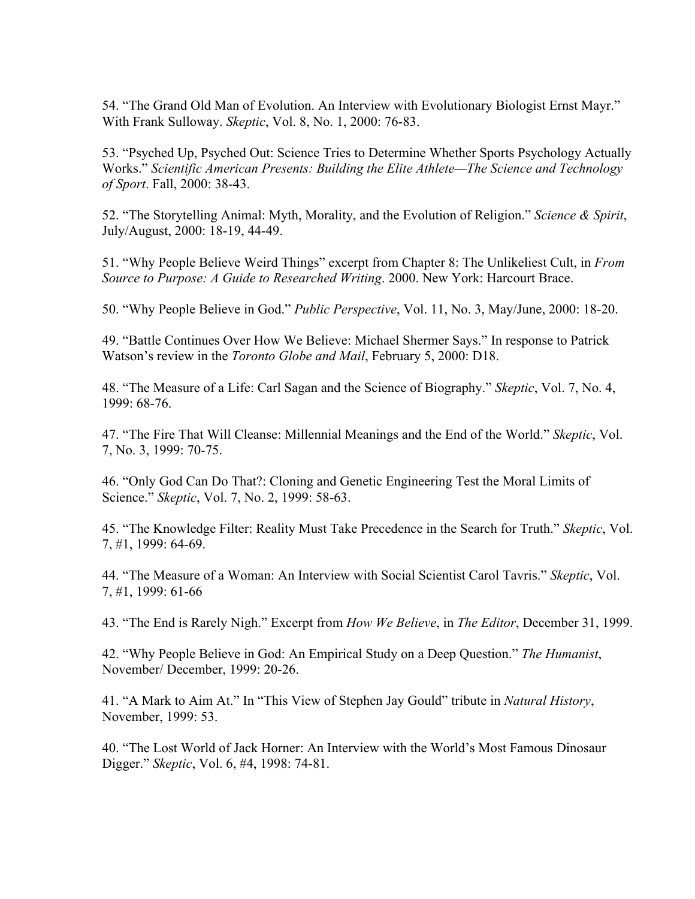54. “The Grand Old Man of Evolution. An Interview with Evolutionary Biologist Ernst Mayr.” With Frank Sulloway. *Skeptic*, Vol. 8, No. 1, 2000: 76-83.

53. “Psyched Up, Psyched Out: Science Tries to Determine Whether Sports Psychology Actually Works.” *Scientific American Presents: Building the Elite Athlete—The Science and Technology of Sport*. Fall, 2000: 38-43.

52. “The Storytelling Animal: Myth, Morality, and the Evolution of Religion.” *Science & Spirit*, July/August, 2000: 18-19, 44-49.

51. “Why People Believe Weird Things” excerpt from Chapter 8: The Unlikeliest Cult, in *From Source to Purpose: A Guide to Researched Writing*. 2000. New York: Harcourt Brace.

50. “Why People Believe in God.” *Public Perspective*, Vol. 11, No. 3, May/June, 2000: 18-20.

49. “Battle Continues Over How We Believe: Michael Shermer Says.” In response to Patrick Watson’s review in the *Toronto Globe and Mail*, February 5, 2000: D18.

48. “The Measure of a Life: Carl Sagan and the Science of Biography.” *Skeptic*, Vol. 7, No. 4, 1999: 68-76.

47. “The Fire That Will Cleanse: Millennial Meanings and the End of the World.” *Skeptic*, Vol. 7, No. 3, 1999: 70-75.

46. “Only God Can Do That?: Cloning and Genetic Engineering Test the Moral Limits of Science.” *Skeptic*, Vol. 7, No. 2, 1999: 58-63.

45. “The Knowledge Filter: Reality Must Take Precedence in the Search for Truth.” *Skeptic*, Vol. 7, #1, 1999: 64-69.

44. “The Measure of a Woman: An Interview with Social Scientist Carol Tavris.” *Skeptic*, Vol. 7, #1, 1999: 61-66

43. “The End is Rarely Nigh.” Excerpt from *How We Believe*, in *The Editor*, December 31, 1999.

42. “Why People Believe in God: An Empirical Study on a Deep Question.” *The Humanist*, November/ December, 1999: 20-26.

41. “A Mark to Aim At.” In “This View of Stephen Jay Gould” tribute in *Natural History*, November, 1999: 53.

40. “The Lost World of Jack Horner: An Interview with the World’s Most Famous Dinosaur Digger.” *Skeptic*, Vol. 6, #4, 1998: 74-81.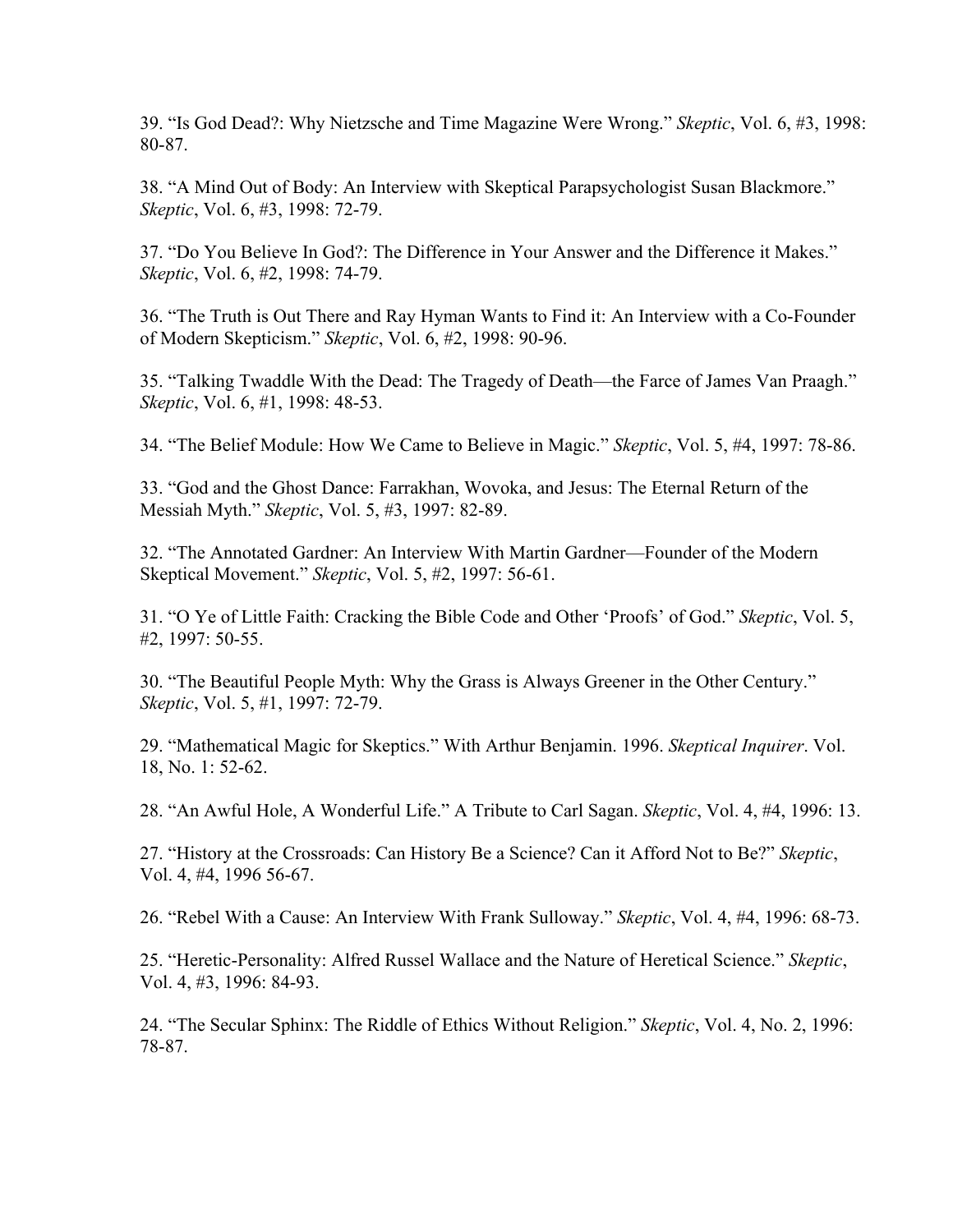39. “Is God Dead?: Why Nietzsche and Time Magazine Were Wrong.” *Skeptic*, Vol. 6, #3, 1998: 80-87.

38. “A Mind Out of Body: An Interview with Skeptical Parapsychologist Susan Blackmore.” *Skeptic*, Vol. 6, #3, 1998: 72-79.

37. “Do You Believe In God?: The Difference in Your Answer and the Difference it Makes.” *Skeptic*, Vol. 6, #2, 1998: 74-79.

36. “The Truth is Out There and Ray Hyman Wants to Find it: An Interview with a Co-Founder of Modern Skepticism.” *Skeptic*, Vol. 6, #2, 1998: 90-96.

35. “Talking Twaddle With the Dead: The Tragedy of Death—the Farce of James Van Praagh.” *Skeptic*, Vol. 6, #1, 1998: 48-53.

34. “The Belief Module: How We Came to Believe in Magic.” *Skeptic*, Vol. 5, #4, 1997: 78-86.

33. “God and the Ghost Dance: Farrakhan, Wovoka, and Jesus: The Eternal Return of the Messiah Myth.” *Skeptic*, Vol. 5, #3, 1997: 82-89.

32. “The Annotated Gardner: An Interview With Martin Gardner—Founder of the Modern Skeptical Movement.” *Skeptic*, Vol. 5, #2, 1997: 56-61.

31. “O Ye of Little Faith: Cracking the Bible Code and Other ‘Proofs’ of God.” *Skeptic*, Vol. 5, #2, 1997: 50-55.

30. “The Beautiful People Myth: Why the Grass is Always Greener in the Other Century.” *Skeptic*, Vol. 5, #1, 1997: 72-79.

29. “Mathematical Magic for Skeptics.” With Arthur Benjamin. 1996. *Skeptical Inquirer*. Vol. 18, No. 1: 52-62.

28. “An Awful Hole, A Wonderful Life.” A Tribute to Carl Sagan. *Skeptic*, Vol. 4, #4, 1996: 13.

27. “History at the Crossroads: Can History Be a Science? Can it Afford Not to Be?” *Skeptic*, Vol. 4, #4, 1996 56-67.

26. “Rebel With a Cause: An Interview With Frank Sulloway.” *Skeptic*, Vol. 4, #4, 1996: 68-73.

25. “Heretic-Personality: Alfred Russel Wallace and the Nature of Heretical Science.” *Skeptic*, Vol. 4, #3, 1996: 84-93.

24. “The Secular Sphinx: The Riddle of Ethics Without Religion.” *Skeptic*, Vol. 4, No. 2, 1996: 78-87.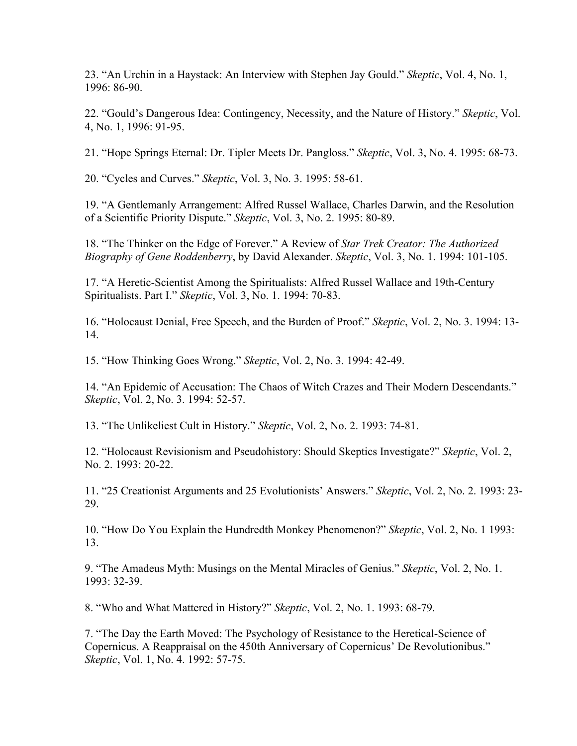23. “An Urchin in a Haystack: An Interview with Stephen Jay Gould.” *Skeptic*, Vol. 4, No. 1, 1996: 86-90.

22. “Gould’s Dangerous Idea: Contingency, Necessity, and the Nature of History.” *Skeptic*, Vol. 4, No. 1, 1996: 91-95.

21. “Hope Springs Eternal: Dr. Tipler Meets Dr. Pangloss.” *Skeptic*, Vol. 3, No. 4. 1995: 68-73.

20. “Cycles and Curves.” *Skeptic*, Vol. 3, No. 3. 1995: 58-61.

19. “A Gentlemanly Arrangement: Alfred Russel Wallace, Charles Darwin, and the Resolution of a Scientific Priority Dispute.” *Skeptic*, Vol. 3, No. 2. 1995: 80-89.

18. “The Thinker on the Edge of Forever.” A Review of *Star Trek Creator: The Authorized Biography of Gene Roddenberry*, by David Alexander. *Skeptic*, Vol. 3, No. 1. 1994: 101-105.

17. “A Heretic-Scientist Among the Spiritualists: Alfred Russel Wallace and 19th-Century Spiritualists. Part I.” *Skeptic*, Vol. 3, No. 1. 1994: 70-83.

16. “Holocaust Denial, Free Speech, and the Burden of Proof.” *Skeptic*, Vol. 2, No. 3. 1994: 13-14.

15. “How Thinking Goes Wrong.” *Skeptic*, Vol. 2, No. 3. 1994: 42-49.

14. “An Epidemic of Accusation: The Chaos of Witch Crazes and Their Modern Descendants.” *Skeptic*, Vol. 2, No. 3. 1994: 52-57.

13. “The Unlikeliest Cult in History.” *Skeptic*, Vol. 2, No. 2. 1993: 74-81.

12. “Holocaust Revisionism and Pseudohistory: Should Skeptics Investigate?” *Skeptic*, Vol. 2, No. 2. 1993: 20-22.

11. “25 Creationist Arguments and 25 Evolutionists’ Answers.” *Skeptic*, Vol. 2, No. 2. 1993: 23-29.

10. “How Do You Explain the Hundredth Monkey Phenomenon?” *Skeptic*, Vol. 2, No. 1 1993: 13.

9. “The Amadeus Myth: Musings on the Mental Miracles of Genius.” *Skeptic*, Vol. 2, No. 1. 1993: 32-39.

8. “Who and What Mattered in History?” *Skeptic*, Vol. 2, No. 1. 1993: 68-79.

7. “The Day the Earth Moved: The Psychology of Resistance to the Heretical-Science of Copernicus. A Reappraisal on the 450th Anniversary of Copernicus’ De Revolutionibus.” *Skeptic*, Vol. 1, No. 4. 1992: 57-75.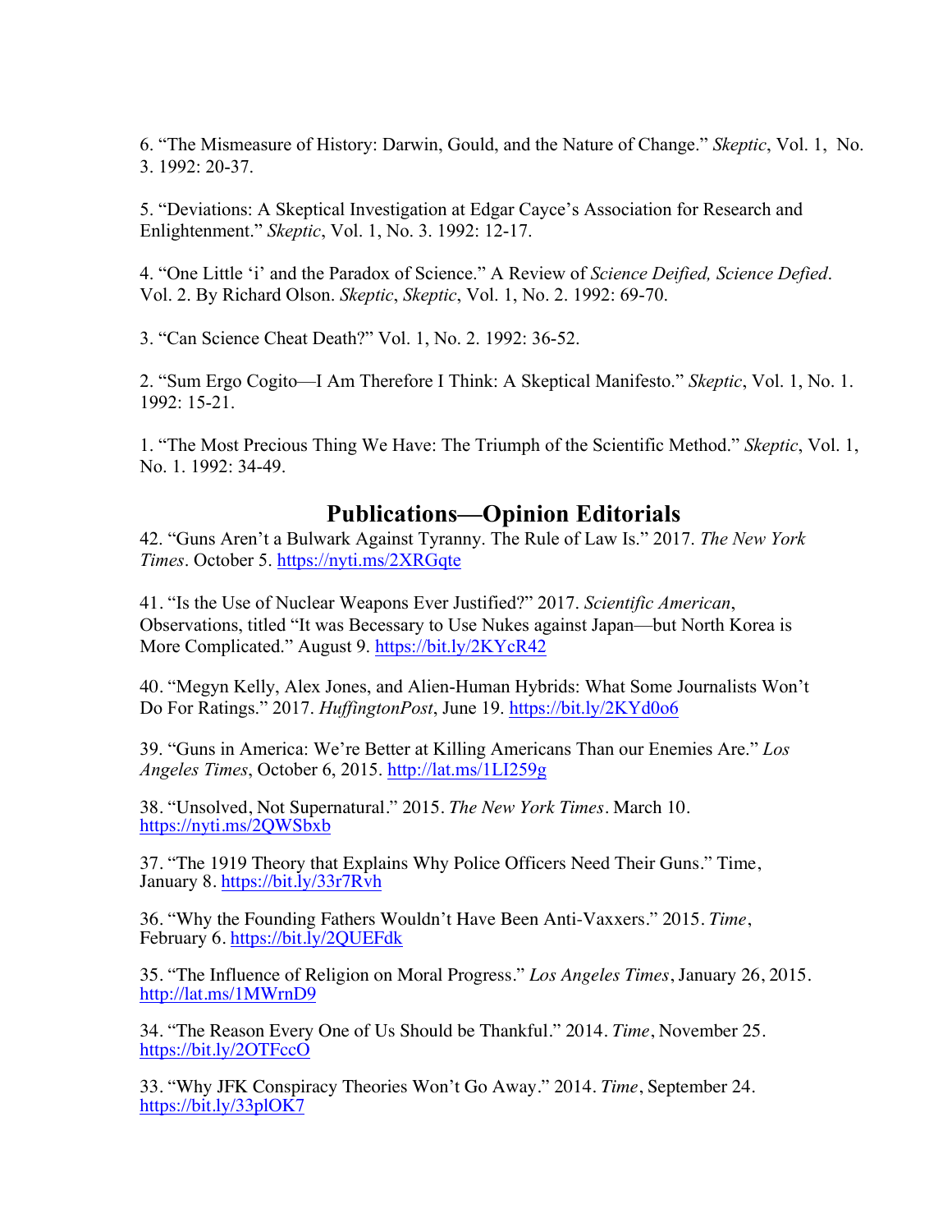6. “The Mismeasure of History: Darwin, Gould, and the Nature of Change.” *Skeptic*, Vol. 1, No. 3. 1992: 20-37.

5. “Deviations: A Skeptical Investigation at Edgar Cayce’s Association for Research and Enlightenment.” *Skeptic*, Vol. 1, No. 3. 1992: 12-17.

4. “One Little ‘i’ and the Paradox of Science.” A Review of *Science Deified, Science Defied*. Vol. 2. By Richard Olson. *Skeptic*, *Skeptic*, Vol. 1, No. 2. 1992: 69-70.

3. “Can Science Cheat Death?” Vol. 1, No. 2. 1992: 36-52.

2. “Sum Ergo Cogito—I Am Therefore I Think: A Skeptical Manifesto.” *Skeptic*, Vol. 1, No. 1. 1992: 15-21.

1. “The Most Precious Thing We Have: The Triumph of the Scientific Method.” *Skeptic*, Vol. 1, No. 1. 1992: 34-49.

## Publications—Opinion Editorials

42. “Guns Aren’t a Bulwark Against Tyranny. The Rule of Law Is.” 2017. *The New York Times*. October 5. https://nyti.ms/2XRGqte

41. “Is the Use of Nuclear Weapons Ever Justified?” 2017. *Scientific American*, Observations, titled “It was Becessary to Use Nukes against Japan—but North Korea is More Complicated.” August 9. https://bit.ly/2KYcR42

40. “Megyn Kelly, Alex Jones, and Alien-Human Hybrids: What Some Journalists Won’t Do For Ratings.” 2017. *HuffingtonPost*, June 19. https://bit.ly/2KYd0o6

39. “Guns in America: We’re Better at Killing Americans Than our Enemies Are.” *Los Angeles Times*, October 6, 2015. http://lat.ms/1LI259g

38. “Unsolved, Not Supernatural.” 2015. *The New York Times*. March 10. https://nyti.ms/2QWSbxb

37. “The 1919 Theory that Explains Why Police Officers Need Their Guns.” Time, January 8. https://bit.ly/33r7Rvh

36. “Why the Founding Fathers Wouldn’t Have Been Anti-Vaxxers.” 2015. *Time*, February 6. https://bit.ly/2QUEFdk

35. “The Influence of Religion on Moral Progress.” *Los Angeles Times*, January 26, 2015. http://lat.ms/1MWrnD9

34. “The Reason Every One of Us Should be Thankful.” 2014. *Time*, November 25. https://bit.ly/2OTFccO

33. “Why JFK Conspiracy Theories Won’t Go Away.” 2014. *Time*, September 24. https://bit.ly/33plOK7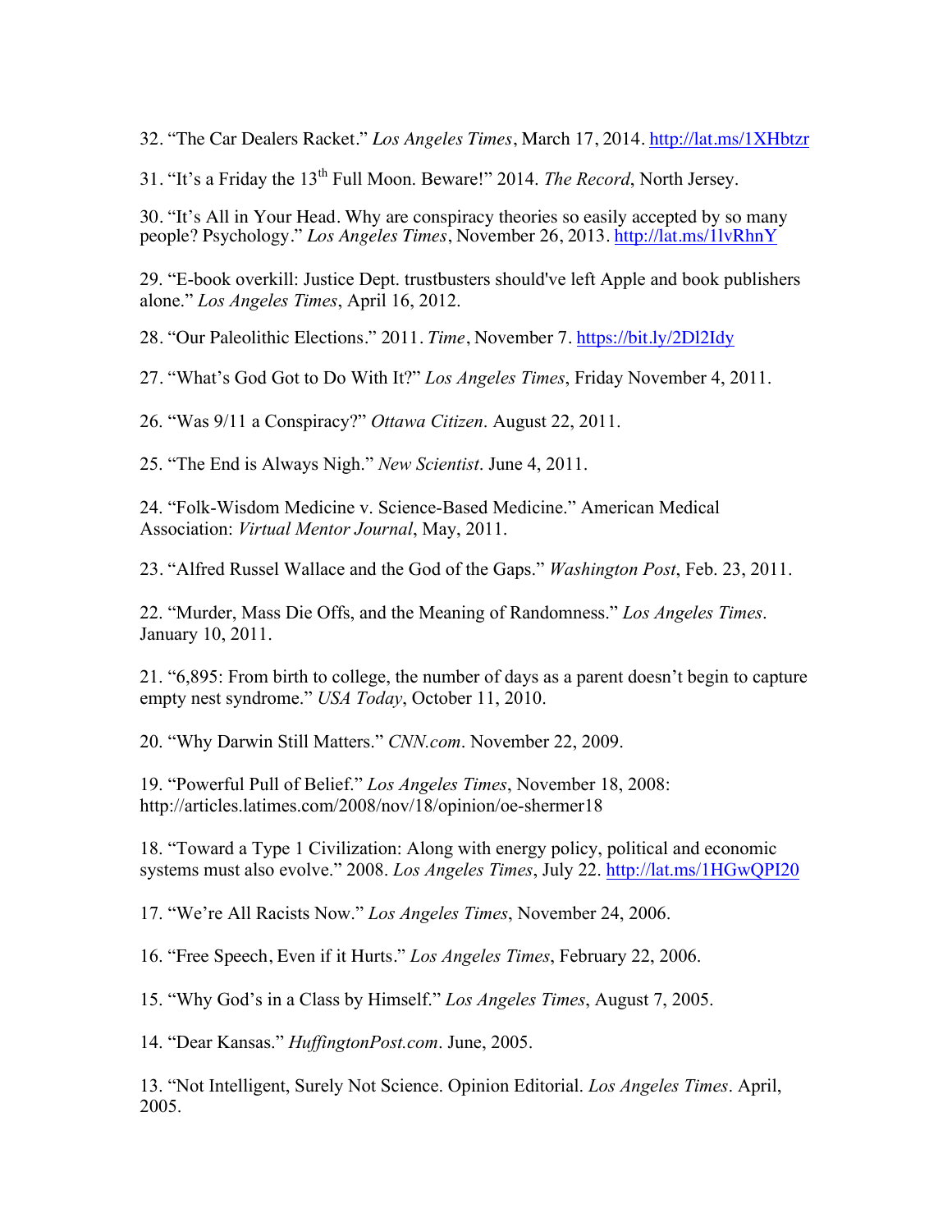32. "The Car Dealers Racket." *Los Angeles Times*, March 17, 2014. http://lat.ms/1XHbtzr

31. "It's a Friday the 13th Full Moon. Beware!" 2014. *The Record*, North Jersey.

30. "It's All in Your Head. Why are conspiracy theories so easily accepted by so many people? Psychology." *Los Angeles Times*, November 26, 2013. http://lat.ms/1lvRhnY

29. "E-book overkill: Justice Dept. trustbusters should've left Apple and book publishers alone." *Los Angeles Times*, April 16, 2012.

28. "Our Paleolithic Elections." 2011. *Time*, November 7. https://bit.ly/2Dl2Idy

27. "What's God Got to Do With It?" *Los Angeles Times*, Friday November 4, 2011.

26. "Was 9/11 a Conspiracy?" *Ottawa Citizen*. August 22, 2011.

25. "The End is Always Nigh." *New Scientist*. June 4, 2011.

24. "Folk-Wisdom Medicine v. Science-Based Medicine." American Medical Association: *Virtual Mentor Journal*, May, 2011.

23. "Alfred Russel Wallace and the God of the Gaps." *Washington Post*, Feb. 23, 2011.

22. "Murder, Mass Die Offs, and the Meaning of Randomness." *Los Angeles Times*. January 10, 2011.

21. "6,895: From birth to college, the number of days as a parent doesn't begin to capture empty nest syndrome." *USA Today*, October 11, 2010.

20. "Why Darwin Still Matters." *CNN.com*. November 22, 2009.

19. "Powerful Pull of Belief." *Los Angeles Times*, November 18, 2008: http://articles.latimes.com/2008/nov/18/opinion/oe-shermer18

18. "Toward a Type 1 Civilization: Along with energy policy, political and economic systems must also evolve." 2008. *Los Angeles Times*, July 22. http://lat.ms/1HGwQPI20

17. "We're All Racists Now." *Los Angeles Times*, November 24, 2006.

16. "Free Speech, Even if it Hurts." *Los Angeles Times*, February 22, 2006.

15. "Why God's in a Class by Himself." *Los Angeles Times*, August 7, 2005.

14. "Dear Kansas." *HuffingtonPost.com*. June, 2005.

13. "Not Intelligent, Surely Not Science. Opinion Editorial. *Los Angeles Times*. April, 2005.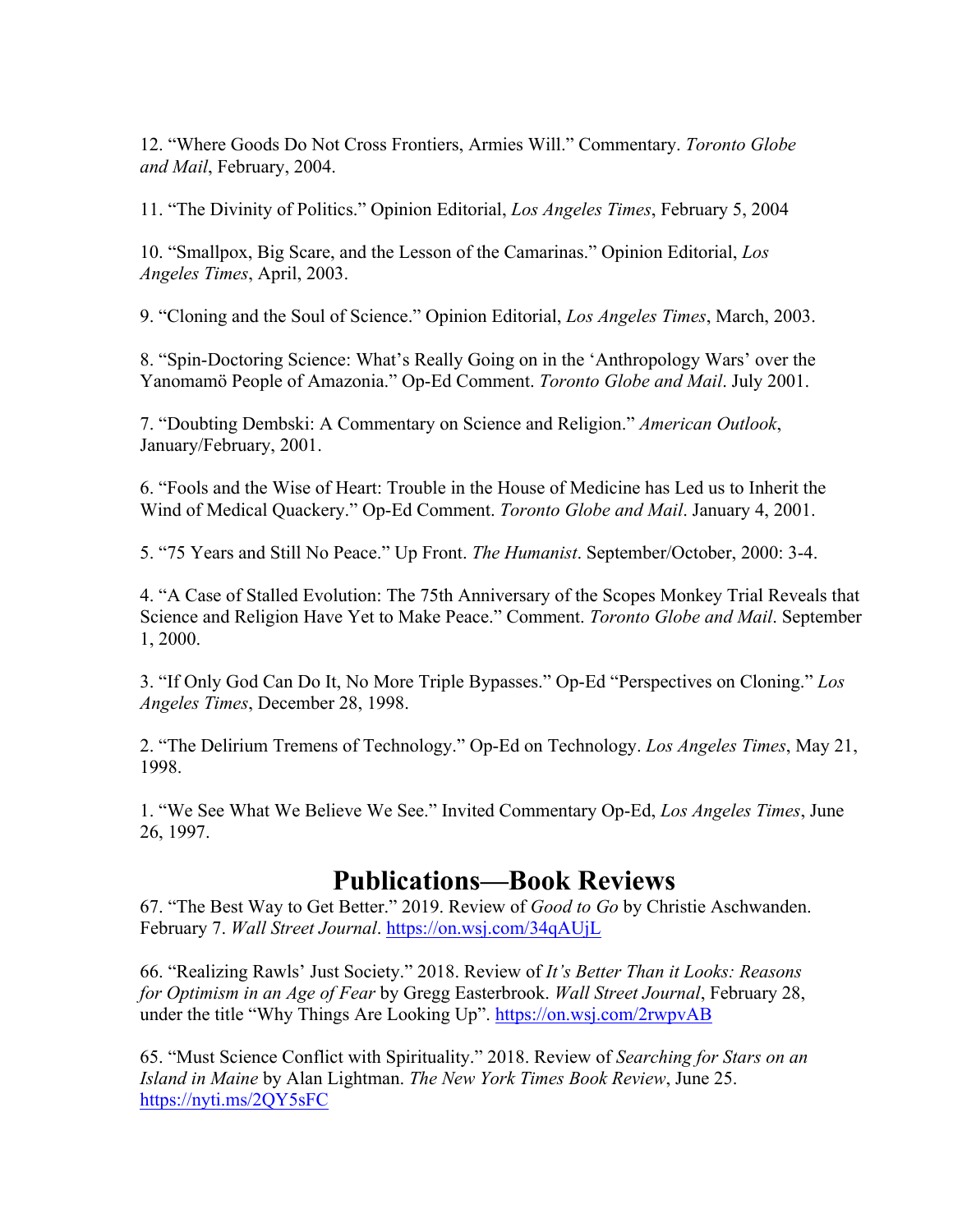12. “Where Goods Do Not Cross Frontiers, Armies Will.” Commentary. *Toronto Globe and Mail*, February, 2004.

11. “The Divinity of Politics.” Opinion Editorial, *Los Angeles Times*, February 5, 2004

10. “Smallpox, Big Scare, and the Lesson of the Camarinas.” Opinion Editorial, *Los Angeles Times*, April, 2003.

9. “Cloning and the Soul of Science.” Opinion Editorial, *Los Angeles Times*, March, 2003.

8. “Spin-Doctoring Science: What’s Really Going on in the ‘Anthropology Wars’ over the Yanomamö People of Amazonia.” Op-Ed Comment. *Toronto Globe and Mail*. July 2001.

7. “Doubting Dembski: A Commentary on Science and Religion.” *American Outlook*, January/February, 2001.

6. “Fools and the Wise of Heart: Trouble in the House of Medicine has Led us to Inherit the Wind of Medical Quackery.” Op-Ed Comment. *Toronto Globe and Mail*. January 4, 2001.

5. “75 Years and Still No Peace.” Up Front. *The Humanist*. September/October, 2000: 3-4.

4. “A Case of Stalled Evolution: The 75th Anniversary of the Scopes Monkey Trial Reveals that Science and Religion Have Yet to Make Peace.” Comment. *Toronto Globe and Mail*. September 1, 2000.

3. “If Only God Can Do It, No More Triple Bypasses.” Op-Ed “Perspectives on Cloning.” *Los Angeles Times*, December 28, 1998.

2. “The Delirium Tremens of Technology.” Op-Ed on Technology. *Los Angeles Times*, May 21, 1998.

1. “We See What We Believe We See.” Invited Commentary Op-Ed, *Los Angeles Times*, June 26, 1997.

# Publications—Book Reviews

67. “The Best Way to Get Better.” 2019. Review of *Good to Go* by Christie Aschwanden. February 7. *Wall Street Journal*. https://on.wsj.com/34qAUjL

66. “Realizing Rawls’ Just Society.” 2018. Review of *It’s Better Than it Looks: Reasons for Optimism in an Age of Fear* by Gregg Easterbrook. *Wall Street Journal*, February 28, under the title “Why Things Are Looking Up”. https://on.wsj.com/2rwpvAB

65. “Must Science Conflict with Spirituality.” 2018. Review of *Searching for Stars on an Island in Maine* by Alan Lightman. *The New York Times Book Review*, June 25. https://nyti.ms/2QY5sFC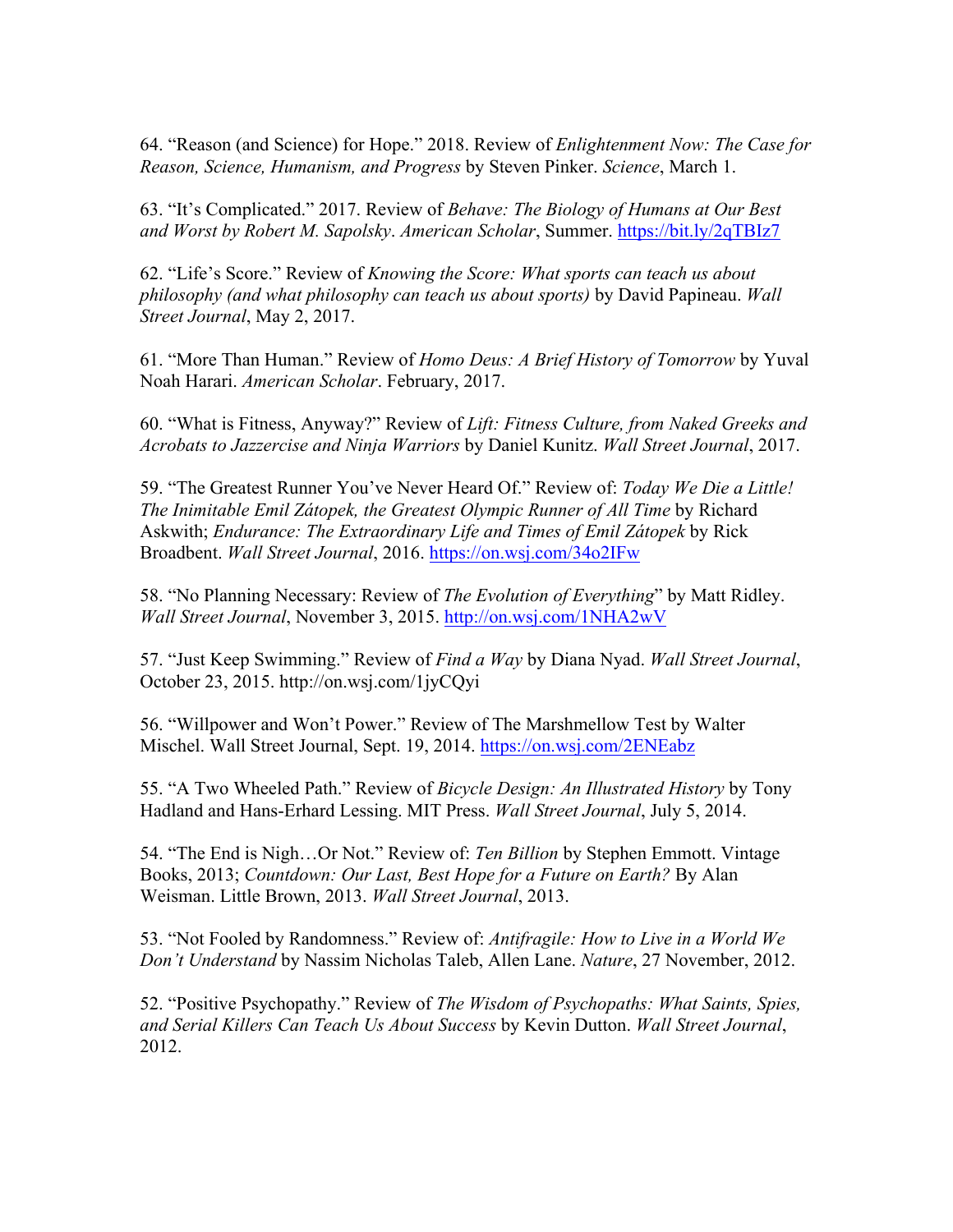64. “Reason (and Science) for Hope.” 2018. Review of *Enlightenment Now: The Case for Reason, Science, Humanism, and Progress* by Steven Pinker. *Science*, March 1.

63. “It’s Complicated.” 2017. Review of *Behave: The Biology of Humans at Our Best and Worst by Robert M. Sapolsky*. *American Scholar*, Summer. https://bit.ly/2qTBIz7

62. “Life’s Score.” Review of *Knowing the Score: What sports can teach us about philosophy (and what philosophy can teach us about sports)* by David Papineau. *Wall Street Journal*, May 2, 2017.

61. “More Than Human.” Review of *Homo Deus: A Brief History of Tomorrow* by Yuval Noah Harari. *American Scholar*. February, 2017.

60. “What is Fitness, Anyway?” Review of *Lift: Fitness Culture, from Naked Greeks and Acrobats to Jazzercise and Ninja Warriors* by Daniel Kunitz. *Wall Street Journal*, 2017.

59. “The Greatest Runner You’ve Never Heard Of.” Review of: *Today We Die a Little! The Inimitable Emil Zátopek, the Greatest Olympic Runner of All Time* by Richard Askwith; *Endurance: The Extraordinary Life and Times of Emil Zátopek* by Rick Broadbent. *Wall Street Journal*, 2016. https://on.wsj.com/34o2IFw

58. “No Planning Necessary: Review of *The Evolution of Everything*” by Matt Ridley. *Wall Street Journal*, November 3, 2015. http://on.wsj.com/1NHA2wV

57. “Just Keep Swimming.” Review of *Find a Way* by Diana Nyad. *Wall Street Journal*, October 23, 2015. http://on.wsj.com/1jyCQyi

56. “Willpower and Won’t Power.” Review of The Marshmellow Test by Walter Mischel. Wall Street Journal, Sept. 19, 2014. https://on.wsj.com/2ENEabz

55. “A Two Wheeled Path.” Review of *Bicycle Design: An Illustrated History* by Tony Hadland and Hans-Erhard Lessing. MIT Press. *Wall Street Journal*, July 5, 2014.

54. “The End is Nigh…Or Not.” Review of: *Ten Billion* by Stephen Emmott. Vintage Books, 2013; *Countdown: Our Last, Best Hope for a Future on Earth?* By Alan Weisman. Little Brown, 2013. *Wall Street Journal*, 2013.

53. “Not Fooled by Randomness.” Review of: *Antifragile: How to Live in a World We Don’t Understand* by Nassim Nicholas Taleb, Allen Lane. *Nature*, 27 November, 2012.

52. “Positive Psychopathy.” Review of *The Wisdom of Psychopaths: What Saints, Spies, and Serial Killers Can Teach Us About Success* by Kevin Dutton. *Wall Street Journal*, 2012.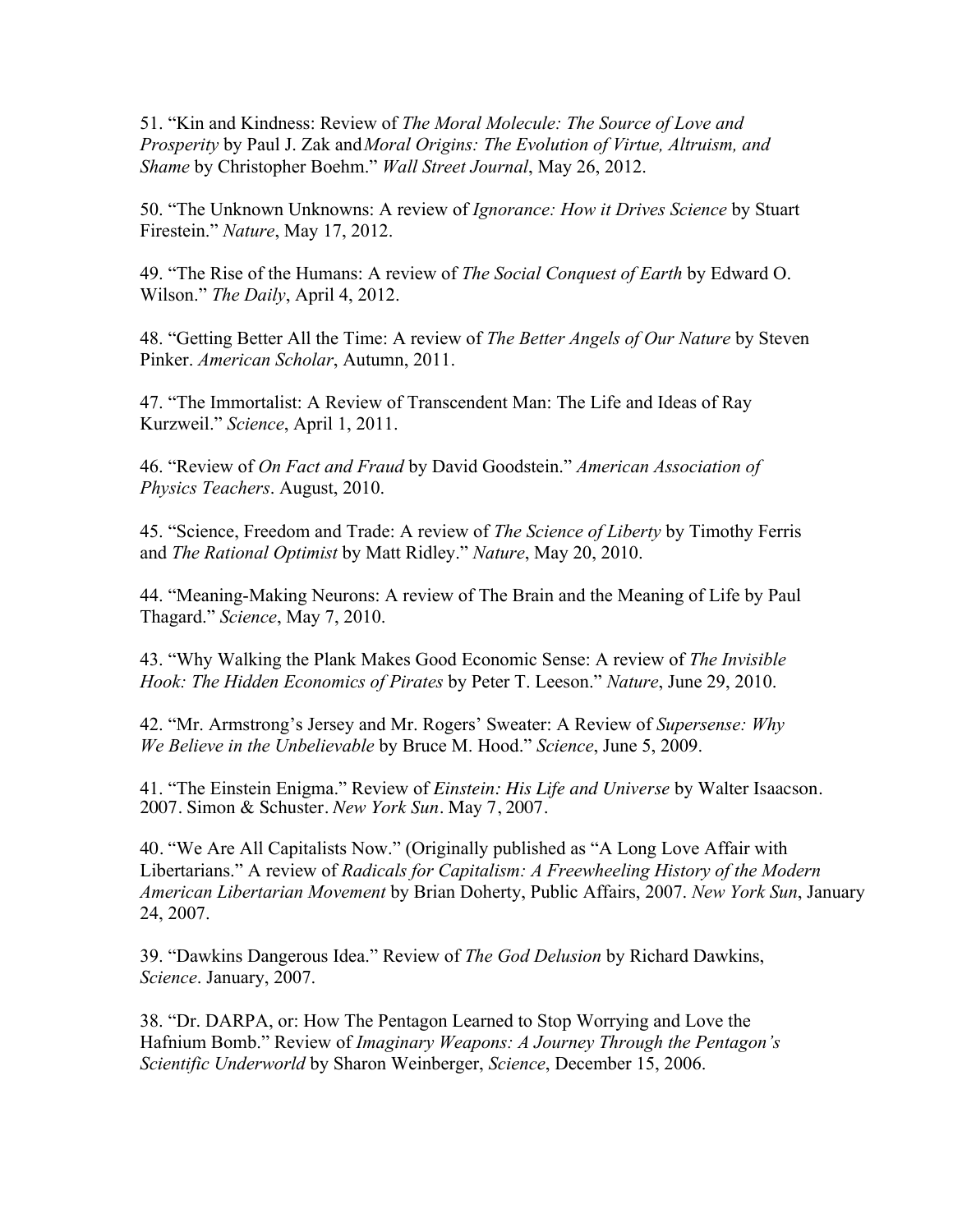51. "Kin and Kindness: Review of *The Moral Molecule: The Source of Love and Prosperity* by Paul J. Zak and *Moral Origins: The Evolution of Virtue, Altruism, and Shame* by Christopher Boehm." *Wall Street Journal*, May 26, 2012.

50. "The Unknown Unknowns: A review of *Ignorance: How it Drives Science* by Stuart Firestein." *Nature*, May 17, 2012.

49. "The Rise of the Humans: A review of *The Social Conquest of Earth* by Edward O. Wilson." *The Daily*, April 4, 2012.

48. "Getting Better All the Time: A review of *The Better Angels of Our Nature* by Steven Pinker. *American Scholar*, Autumn, 2011.

47. "The Immortalist: A Review of Transcendent Man: The Life and Ideas of Ray Kurzweil." *Science*, April 1, 2011.

46. "Review of *On Fact and Fraud* by David Goodstein." *American Association of Physics Teachers*. August, 2010.

45. "Science, Freedom and Trade: A review of *The Science of Liberty* by Timothy Ferris and *The Rational Optimist* by Matt Ridley." *Nature*, May 20, 2010.

44. "Meaning-Making Neurons: A review of The Brain and the Meaning of Life by Paul Thagard." *Science*, May 7, 2010.

43. "Why Walking the Plank Makes Good Economic Sense: A review of *The Invisible Hook: The Hidden Economics of Pirates* by Peter T. Leeson." *Nature*, June 29, 2010.

42. "Mr. Armstrong's Jersey and Mr. Rogers' Sweater: A Review of *Supersense: Why We Believe in the Unbelievable* by Bruce M. Hood." *Science*, June 5, 2009.

41. "The Einstein Enigma." Review of *Einstein: His Life and Universe* by Walter Isaacson. 2007. Simon & Schuster. *New York Sun*. May 7, 2007.

40. "We Are All Capitalists Now." (Originally published as "A Long Love Affair with Libertarians." A review of *Radicals for Capitalism: A Freewheeling History of the Modern American Libertarian Movement* by Brian Doherty, Public Affairs, 2007. *New York Sun*, January 24, 2007.

39. "Dawkins Dangerous Idea." Review of *The God Delusion* by Richard Dawkins, *Science*. January, 2007.

38. "Dr. DARPA, or: How The Pentagon Learned to Stop Worrying and Love the Hafnium Bomb." Review of *Imaginary Weapons: A Journey Through the Pentagon's Scientific Underworld* by Sharon Weinberger, *Science*, December 15, 2006.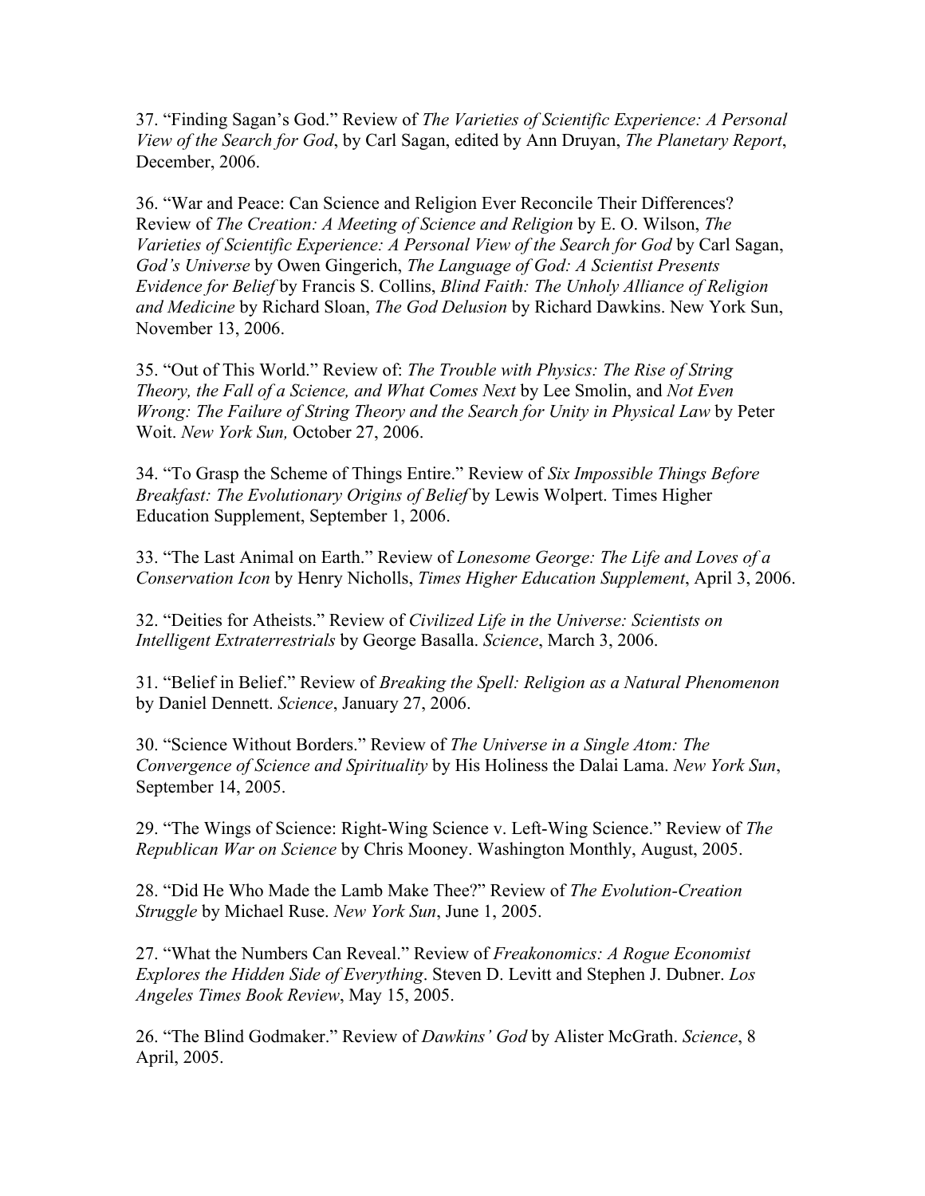37. "Finding Sagan's God." Review of *The Varieties of Scientific Experience: A Personal View of the Search for God*, by Carl Sagan, edited by Ann Druyan, *The Planetary Report*, December, 2006.

36. "War and Peace: Can Science and Religion Ever Reconcile Their Differences? Review of *The Creation: A Meeting of Science and Religion* by E. O. Wilson, *The Varieties of Scientific Experience: A Personal View of the Search for God* by Carl Sagan, *God's Universe* by Owen Gingerich, *The Language of God: A Scientist Presents Evidence for Belief* by Francis S. Collins, *Blind Faith: The Unholy Alliance of Religion and Medicine* by Richard Sloan, *The God Delusion* by Richard Dawkins. New York Sun, November 13, 2006.

35. "Out of This World." Review of: *The Trouble with Physics: The Rise of String Theory, the Fall of a Science, and What Comes Next* by Lee Smolin, and *Not Even Wrong: The Failure of String Theory and the Search for Unity in Physical Law* by Peter Woit. *New York Sun,* October 27, 2006.

34. "To Grasp the Scheme of Things Entire." Review of *Six Impossible Things Before Breakfast: The Evolutionary Origins of Belief* by Lewis Wolpert. Times Higher Education Supplement, September 1, 2006.

33. "The Last Animal on Earth." Review of *Lonesome George: The Life and Loves of a Conservation Icon* by Henry Nicholls, *Times Higher Education Supplement*, April 3, 2006.

32. "Deities for Atheists." Review of *Civilized Life in the Universe: Scientists on Intelligent Extraterrestrials* by George Basalla. *Science*, March 3, 2006.

31. "Belief in Belief." Review of *Breaking the Spell: Religion as a Natural Phenomenon* by Daniel Dennett. *Science*, January 27, 2006.

30. "Science Without Borders." Review of *The Universe in a Single Atom: The Convergence of Science and Spirituality* by His Holiness the Dalai Lama. *New York Sun*, September 14, 2005.

29. "The Wings of Science: Right-Wing Science v. Left-Wing Science." Review of *The Republican War on Science* by Chris Mooney. Washington Monthly, August, 2005.

28. "Did He Who Made the Lamb Make Thee?" Review of *The Evolution-Creation Struggle* by Michael Ruse. *New York Sun*, June 1, 2005.

27. "What the Numbers Can Reveal." Review of *Freakonomics: A Rogue Economist Explores the Hidden Side of Everything*. Steven D. Levitt and Stephen J. Dubner. *Los Angeles Times Book Review*, May 15, 2005.

26. "The Blind Godmaker." Review of *Dawkins' God* by Alister McGrath. *Science*, 8 April, 2005.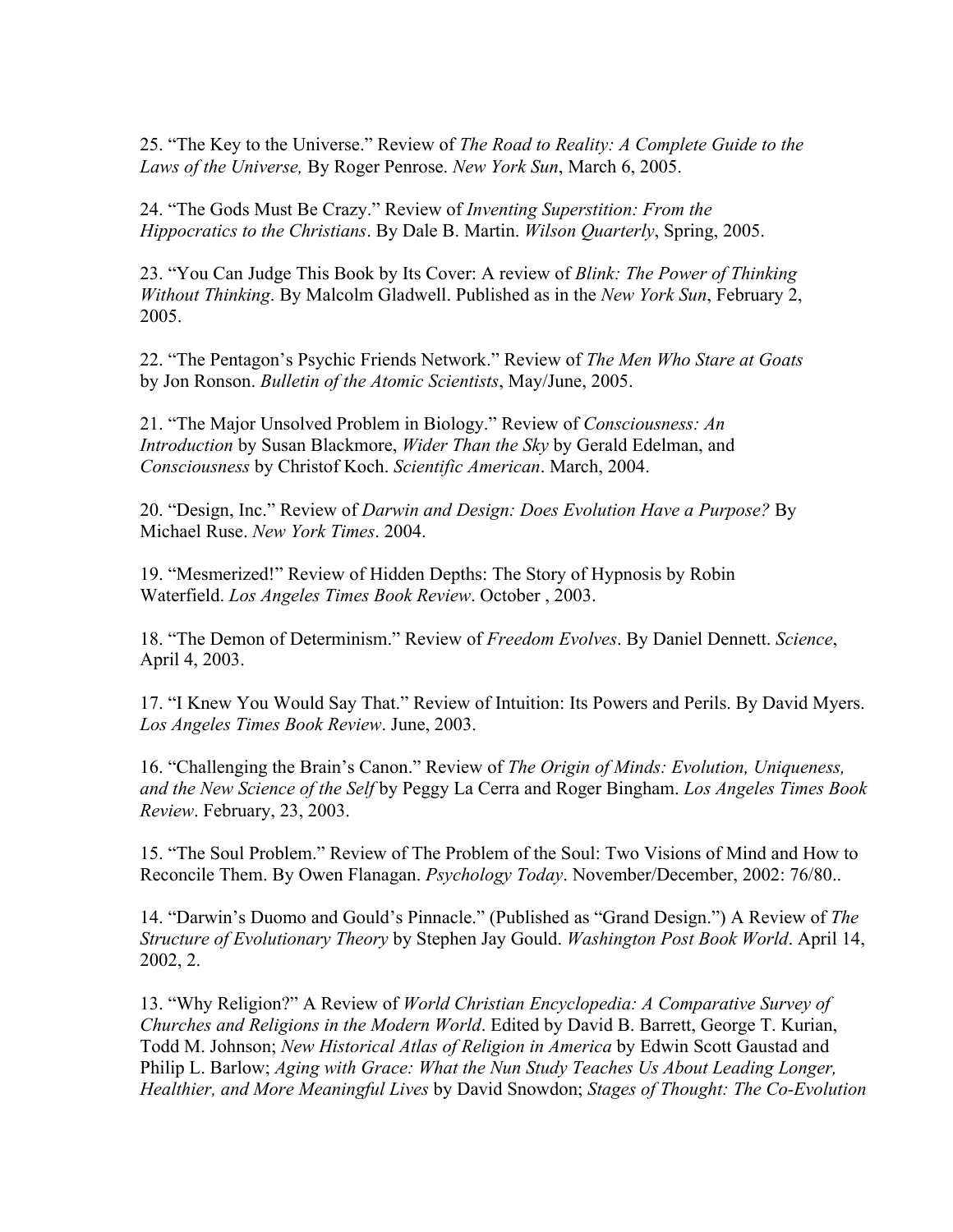25. "The Key to the Universe." Review of *The Road to Reality: A Complete Guide to the Laws of the Universe,* By Roger Penrose. *New York Sun*, March 6, 2005.

24. "The Gods Must Be Crazy." Review of *Inventing Superstition: From the Hippocratics to the Christians*. By Dale B. Martin. *Wilson Quarterly*, Spring, 2005.

23. "You Can Judge This Book by Its Cover: A review of *Blink: The Power of Thinking Without Thinking*. By Malcolm Gladwell. Published as in the *New York Sun*, February 2, 2005.

22. "The Pentagon's Psychic Friends Network." Review of *The Men Who Stare at Goats* by Jon Ronson. *Bulletin of the Atomic Scientists*, May/June, 2005.

21. "The Major Unsolved Problem in Biology." Review of *Consciousness: An Introduction* by Susan Blackmore, *Wider Than the Sky* by Gerald Edelman, and *Consciousness* by Christof Koch. *Scientific American*. March, 2004.

20. "Design, Inc." Review of *Darwin and Design: Does Evolution Have a Purpose?* By Michael Ruse. *New York Times*. 2004.

19. "Mesmerized!" Review of Hidden Depths: The Story of Hypnosis by Robin Waterfield. *Los Angeles Times Book Review*. October , 2003.

18. "The Demon of Determinism." Review of *Freedom Evolves*. By Daniel Dennett. *Science*, April 4, 2003.

17. "I Knew You Would Say That." Review of Intuition: Its Powers and Perils. By David Myers. *Los Angeles Times Book Review*. June, 2003.

16. "Challenging the Brain's Canon." Review of *The Origin of Minds: Evolution, Uniqueness, and the New Science of the Self* by Peggy La Cerra and Roger Bingham. *Los Angeles Times Book Review*. February, 23, 2003.

15. "The Soul Problem." Review of The Problem of the Soul: Two Visions of Mind and How to Reconcile Them. By Owen Flanagan. *Psychology Today*. November/December, 2002: 76/80..

14. "Darwin's Duomo and Gould's Pinnacle." (Published as "Grand Design.") A Review of *The Structure of Evolutionary Theory* by Stephen Jay Gould. *Washington Post Book World*. April 14, 2002, 2.

13. "Why Religion?" A Review of *World Christian Encyclopedia: A Comparative Survey of Churches and Religions in the Modern World*. Edited by David B. Barrett, George T. Kurian, Todd M. Johnson; *New Historical Atlas of Religion in America* by Edwin Scott Gaustad and Philip L. Barlow; *Aging with Grace: What the Nun Study Teaches Us About Leading Longer, Healthier, and More Meaningful Lives* by David Snowdon; *Stages of Thought: The Co-Evolution*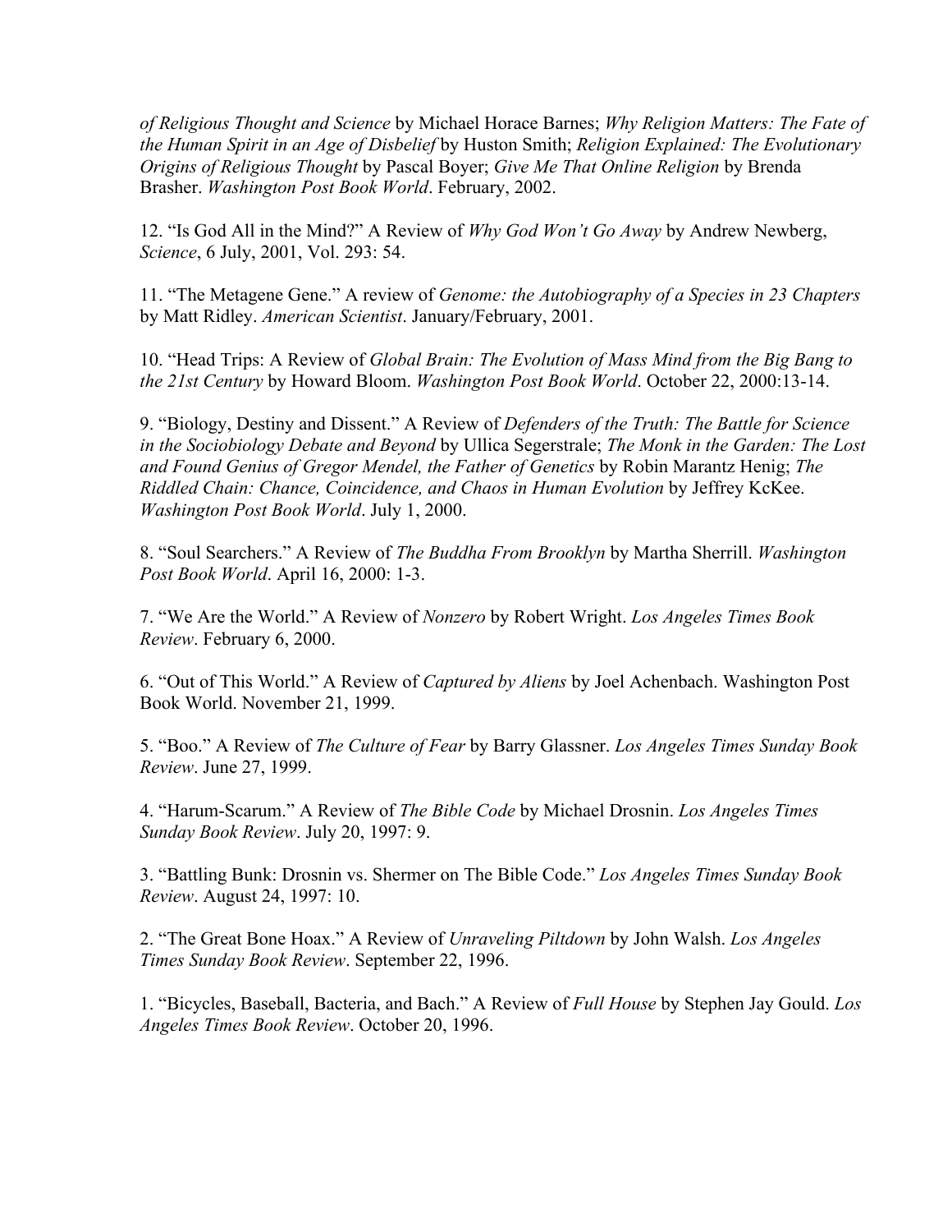*of Religious Thought and Science* by Michael Horace Barnes; *Why Religion Matters: The Fate of the Human Spirit in an Age of Disbelief* by Huston Smith; *Religion Explained: The Evolutionary Origins of Religious Thought* by Pascal Boyer; *Give Me That Online Religion* by Brenda Brasher. *Washington Post Book World*. February, 2002.

12. "Is God All in the Mind?" A Review of *Why God Won't Go Away* by Andrew Newberg, *Science*, 6 July, 2001, Vol. 293: 54.

11. "The Metagene Gene." A review of *Genome: the Autobiography of a Species in 23 Chapters* by Matt Ridley. *American Scientist*. January/February, 2001.

10. "Head Trips: A Review of *Global Brain: The Evolution of Mass Mind from the Big Bang to the 21st Century* by Howard Bloom. *Washington Post Book World*. October 22, 2000:13-14.

9. "Biology, Destiny and Dissent." A Review of *Defenders of the Truth: The Battle for Science in the Sociobiology Debate and Beyond* by Ullica Segerstrale; *The Monk in the Garden: The Lost and Found Genius of Gregor Mendel, the Father of Genetics* by Robin Marantz Henig; *The Riddled Chain: Chance, Coincidence, and Chaos in Human Evolution* by Jeffrey KcKee. *Washington Post Book World*. July 1, 2000.

8. "Soul Searchers." A Review of *The Buddha From Brooklyn* by Martha Sherrill. *Washington Post Book World*. April 16, 2000: 1-3.

7. "We Are the World." A Review of *Nonzero* by Robert Wright. *Los Angeles Times Book Review*. February 6, 2000.

6. "Out of This World." A Review of *Captured by Aliens* by Joel Achenbach. Washington Post Book World. November 21, 1999.

5. "Boo." A Review of *The Culture of Fear* by Barry Glassner. *Los Angeles Times Sunday Book Review*. June 27, 1999.

4. "Harum-Scarum." A Review of *The Bible Code* by Michael Drosnin. *Los Angeles Times Sunday Book Review*. July 20, 1997: 9.

3. "Battling Bunk: Drosnin vs. Shermer on The Bible Code." *Los Angeles Times Sunday Book Review*. August 24, 1997: 10.

2. "The Great Bone Hoax." A Review of *Unraveling Piltdown* by John Walsh. *Los Angeles Times Sunday Book Review*. September 22, 1996.

1. "Bicycles, Baseball, Bacteria, and Bach." A Review of *Full House* by Stephen Jay Gould. *Los Angeles Times Book Review*. October 20, 1996.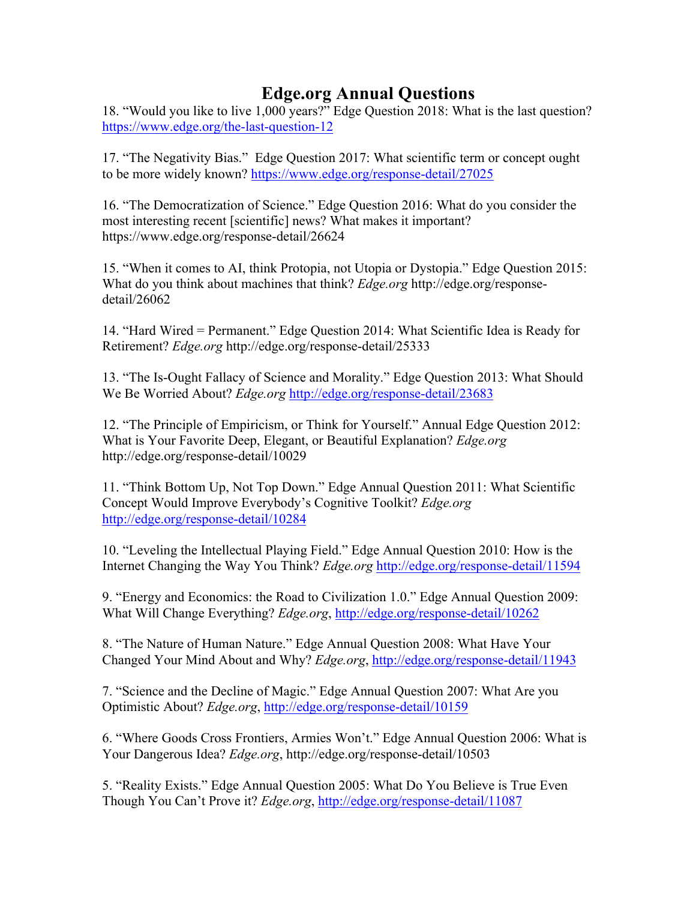# Edge.org Annual Questions

18. "Would you like to live 1,000 years?" Edge Question 2018: What is the last question? https://www.edge.org/the-last-question-12

17. "The Negativity Bias." Edge Question 2017: What scientific term or concept ought to be more widely known? https://www.edge.org/response-detail/27025

16. "The Democratization of Science." Edge Question 2016: What do you consider the most interesting recent [scientific] news? What makes it important? https://www.edge.org/response-detail/26624

15. "When it comes to AI, think Protopia, not Utopia or Dystopia." Edge Question 2015: What do you think about machines that think? *Edge.org* http://edge.org/response-detail/26062

14. "Hard Wired = Permanent." Edge Question 2014: What Scientific Idea is Ready for Retirement? *Edge.org* http://edge.org/response-detail/25333

13. "The Is-Ought Fallacy of Science and Morality." Edge Question 2013: What Should We Be Worried About? *Edge.org* http://edge.org/response-detail/23683

12. "The Principle of Empiricism, or Think for Yourself." Annual Edge Question 2012: What is Your Favorite Deep, Elegant, or Beautiful Explanation? *Edge.org* http://edge.org/response-detail/10029

11. "Think Bottom Up, Not Top Down." Edge Annual Question 2011: What Scientific Concept Would Improve Everybody's Cognitive Toolkit? *Edge.org* http://edge.org/response-detail/10284

10. "Leveling the Intellectual Playing Field." Edge Annual Question 2010: How is the Internet Changing the Way You Think? *Edge.org* http://edge.org/response-detail/11594

9. "Energy and Economics: the Road to Civilization 1.0." Edge Annual Question 2009: What Will Change Everything? *Edge.org*, http://edge.org/response-detail/10262

8. "The Nature of Human Nature." Edge Annual Question 2008: What Have Your Changed Your Mind About and Why? *Edge.org*, http://edge.org/response-detail/11943

7. "Science and the Decline of Magic." Edge Annual Question 2007: What Are you Optimistic About? *Edge.org*, http://edge.org/response-detail/10159

6. "Where Goods Cross Frontiers, Armies Won't." Edge Annual Question 2006: What is Your Dangerous Idea? *Edge.org*, http://edge.org/response-detail/10503

5. "Reality Exists." Edge Annual Question 2005: What Do You Believe is True Even Though You Can't Prove it? *Edge.org*, http://edge.org/response-detail/11087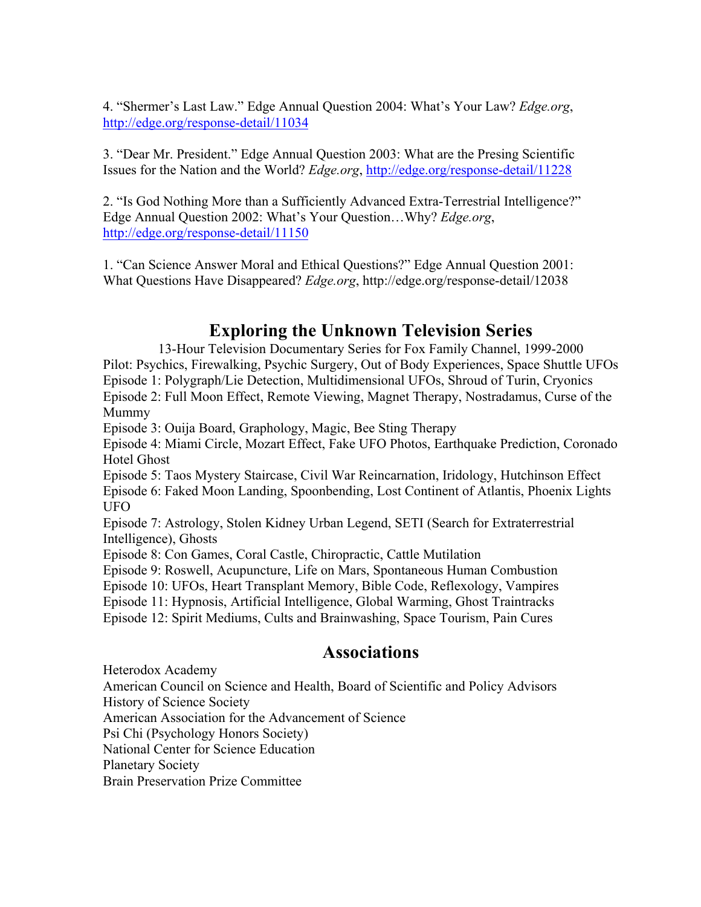4. "Shermer's Last Law." Edge Annual Question 2004: What's Your Law? *Edge.org*, http://edge.org/response-detail/11034

3. "Dear Mr. President." Edge Annual Question 2003: What are the Presing Scientific Issues for the Nation and the World? *Edge.org*, http://edge.org/response-detail/11228

2. "Is God Nothing More than a Sufficiently Advanced Extra-Terrestrial Intelligence?" Edge Annual Question 2002: What's Your Question…Why? *Edge.org*, http://edge.org/response-detail/11150

1. "Can Science Answer Moral and Ethical Questions?" Edge Annual Question 2001: What Questions Have Disappeared? *Edge.org*, http://edge.org/response-detail/12038

## Exploring the Unknown Television Series

13-Hour Television Documentary Series for Fox Family Channel, 1999-2000

Pilot: Psychics, Firewalking, Psychic Surgery, Out of Body Experiences, Space Shuttle UFOs
Episode 1: Polygraph/Lie Detection, Multidimensional UFOs, Shroud of Turin, Cryonics
Episode 2: Full Moon Effect, Remote Viewing, Magnet Therapy, Nostradamus, Curse of the Mummy
Episode 3: Ouija Board, Graphology, Magic, Bee Sting Therapy
Episode 4: Miami Circle, Mozart Effect, Fake UFO Photos, Earthquake Prediction, Coronado Hotel Ghost
Episode 5: Taos Mystery Staircase, Civil War Reincarnation, Iridology, Hutchinson Effect
Episode 6: Faked Moon Landing, Spoonbending, Lost Continent of Atlantis, Phoenix Lights UFO
Episode 7: Astrology, Stolen Kidney Urban Legend, SETI (Search for Extraterrestrial Intelligence), Ghosts
Episode 8: Con Games, Coral Castle, Chiropractic, Cattle Mutilation
Episode 9: Roswell, Acupuncture, Life on Mars, Spontaneous Human Combustion
Episode 10: UFOs, Heart Transplant Memory, Bible Code, Reflexology, Vampires
Episode 11: Hypnosis, Artificial Intelligence, Global Warming, Ghost Traintracks
Episode 12: Spirit Mediums, Cults and Brainwashing, Space Tourism, Pain Cures

## Associations

Heterodox Academy
American Council on Science and Health, Board of Scientific and Policy Advisors
History of Science Society
American Association for the Advancement of Science
Psi Chi (Psychology Honors Society)
National Center for Science Education
Planetary Society
Brain Preservation Prize Committee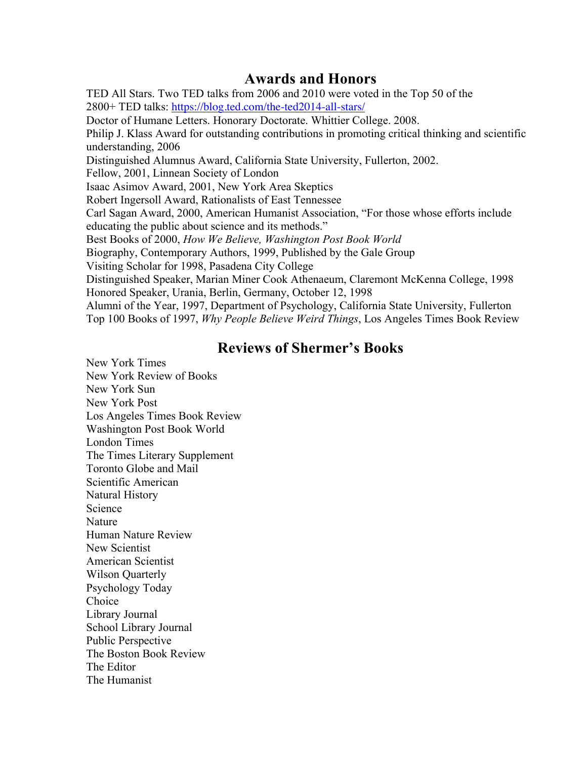## Awards and Honors

TED All Stars. Two TED talks from 2006 and 2010 were voted in the Top 50 of the 2800+ TED talks: [https://blog.ted.com/the-ted2014-all-stars/](https://blog.ted.com/the-ted2014-all-stars/)
Doctor of Humane Letters. Honorary Doctorate. Whittier College. 2008.
Philip J. Klass Award for outstanding contributions in promoting critical thinking and scientific understanding, 2006
Distinguished Alumnus Award, California State University, Fullerton, 2002.
Fellow, 2001, Linnean Society of London
Isaac Asimov Award, 2001, New York Area Skeptics
Robert Ingersoll Award, Rationalists of East Tennessee
Carl Sagan Award, 2000, American Humanist Association, "For those whose efforts include educating the public about science and its methods."
Best Books of 2000, *How We Believe, Washington Post Book World*
Biography, Contemporary Authors, 1999, Published by the Gale Group
Visiting Scholar for 1998, Pasadena City College
Distinguished Speaker, Marian Miner Cook Athenaeum, Claremont McKenna College, 1998
Honored Speaker, Urania, Berlin, Germany, October 12, 1998
Alumni of the Year, 1997, Department of Psychology, California State University, Fullerton
Top 100 Books of 1997, *Why People Believe Weird Things*, Los Angeles Times Book Review

## Reviews of Shermer's Books

New York Times
New York Review of Books
New York Sun
New York Post
Los Angeles Times Book Review
Washington Post Book World
London Times
The Times Literary Supplement
Toronto Globe and Mail
Scientific American
Natural History
Science
Nature
Human Nature Review
New Scientist
American Scientist
Wilson Quarterly
Psychology Today
Choice
Library Journal
School Library Journal
Public Perspective
The Boston Book Review
The Editor
The Humanist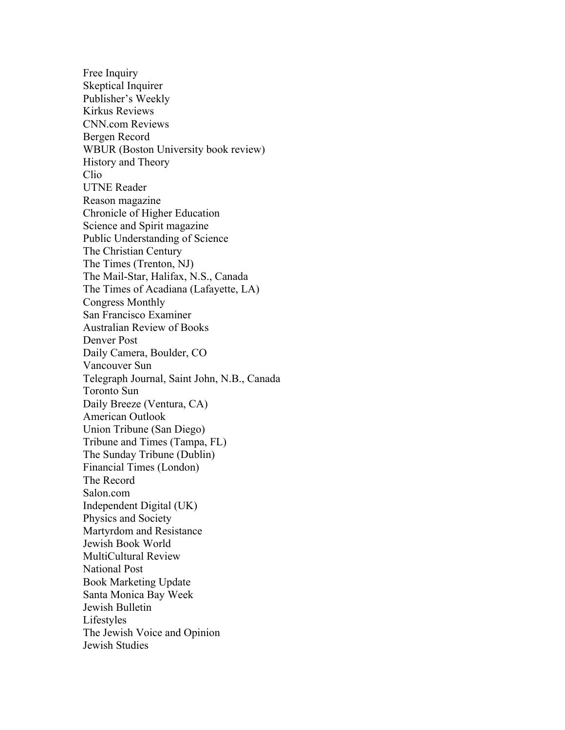Free Inquiry
Skeptical Inquirer
Publisher's Weekly
Kirkus Reviews
CNN.com Reviews
Bergen Record
WBUR (Boston University book review)
History and Theory
Clio
UTNE Reader
Reason magazine
Chronicle of Higher Education
Science and Spirit magazine
Public Understanding of Science
The Christian Century
The Times (Trenton, NJ)
The Mail-Star, Halifax, N.S., Canada
The Times of Acadiana (Lafayette, LA)
Congress Monthly
San Francisco Examiner
Australian Review of Books
Denver Post
Daily Camera, Boulder, CO
Vancouver Sun
Telegraph Journal, Saint John, N.B., Canada
Toronto Sun
Daily Breeze (Ventura, CA)
American Outlook
Union Tribune (San Diego)
Tribune and Times (Tampa, FL)
The Sunday Tribune (Dublin)
Financial Times (London)
The Record
Salon.com
Independent Digital (UK)
Physics and Society
Martyrdom and Resistance
Jewish Book World
MultiCultural Review
National Post
Book Marketing Update
Santa Monica Bay Week
Jewish Bulletin
Lifestyles
The Jewish Voice and Opinion
Jewish Studies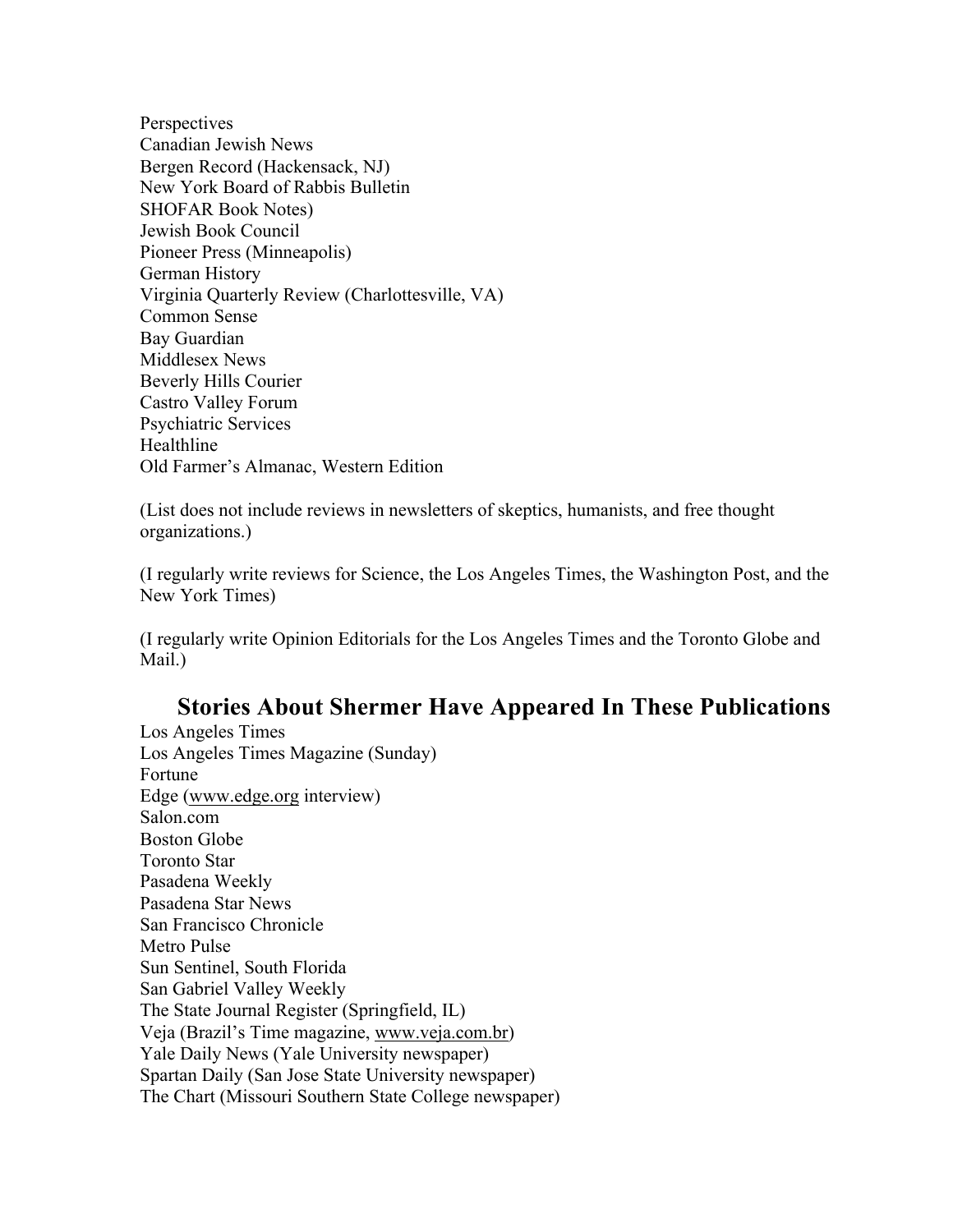Perspectives
Canadian Jewish News
Bergen Record (Hackensack, NJ)
New York Board of Rabbis Bulletin
SHOFAR Book Notes)
Jewish Book Council
Pioneer Press (Minneapolis)
German History
Virginia Quarterly Review (Charlottesville, VA)
Common Sense
Bay Guardian
Middlesex News
Beverly Hills Courier
Castro Valley Forum
Psychiatric Services
Healthline
Old Farmer's Almanac, Western Edition

(List does not include reviews in newsletters of skeptics, humanists, and free thought organizations.)

(I regularly write reviews for Science, the Los Angeles Times, the Washington Post, and the New York Times)

(I regularly write Opinion Editorials for the Los Angeles Times and the Toronto Globe and Mail.)

## Stories About Shermer Have Appeared In These Publications

Los Angeles Times
Los Angeles Times Magazine (Sunday)
Fortune
Edge (www.edge.org interview)
Salon.com
Boston Globe
Toronto Star
Pasadena Weekly
Pasadena Star News
San Francisco Chronicle
Metro Pulse
Sun Sentinel, South Florida
San Gabriel Valley Weekly
The State Journal Register (Springfield, IL)
Veja (Brazil's Time magazine, www.veja.com.br)
Yale Daily News (Yale University newspaper)
Spartan Daily (San Jose State University newspaper)
The Chart (Missouri Southern State College newspaper)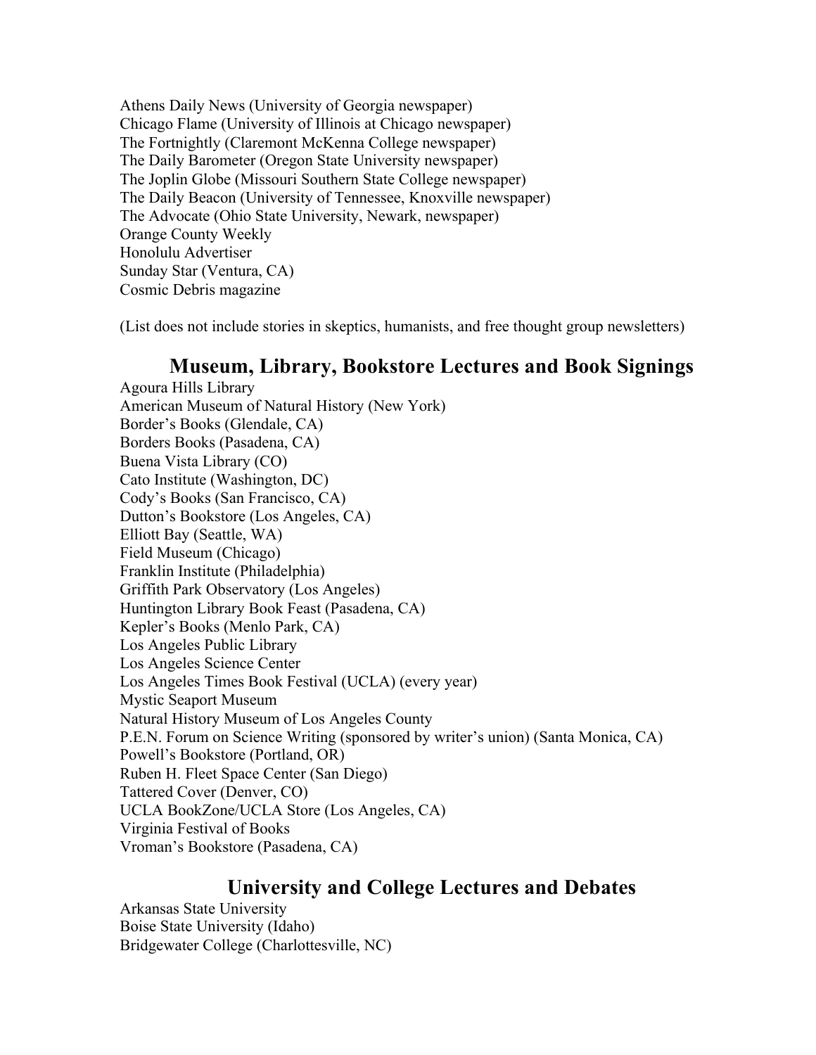Athens Daily News (University of Georgia newspaper)
Chicago Flame (University of Illinois at Chicago newspaper)
The Fortnightly (Claremont McKenna College newspaper)
The Daily Barometer (Oregon State University newspaper)
The Joplin Globe (Missouri Southern State College newspaper)
The Daily Beacon (University of Tennessee, Knoxville newspaper)
The Advocate (Ohio State University, Newark, newspaper)
Orange County Weekly
Honolulu Advertiser
Sunday Star (Ventura, CA)
Cosmic Debris magazine

(List does not include stories in skeptics, humanists, and free thought group newsletters)

## Museum, Library, Bookstore Lectures and Book Signings

Agoura Hills Library
American Museum of Natural History (New York)
Border's Books (Glendale, CA)
Borders Books (Pasadena, CA)
Buena Vista Library (CO)
Cato Institute (Washington, DC)
Cody's Books (San Francisco, CA)
Dutton's Bookstore (Los Angeles, CA)
Elliott Bay (Seattle, WA)
Field Museum (Chicago)
Franklin Institute (Philadelphia)
Griffith Park Observatory (Los Angeles)
Huntington Library Book Feast (Pasadena, CA)
Kepler's Books (Menlo Park, CA)
Los Angeles Public Library
Los Angeles Science Center
Los Angeles Times Book Festival (UCLA) (every year)
Mystic Seaport Museum
Natural History Museum of Los Angeles County
P.E.N. Forum on Science Writing (sponsored by writer's union) (Santa Monica, CA)
Powell's Bookstore (Portland, OR)
Ruben H. Fleet Space Center (San Diego)
Tattered Cover (Denver, CO)
UCLA BookZone/UCLA Store (Los Angeles, CA)
Virginia Festival of Books
Vroman's Bookstore (Pasadena, CA)

## University and College Lectures and Debates

Arkansas State University
Boise State University (Idaho)
Bridgewater College (Charlottesville, NC)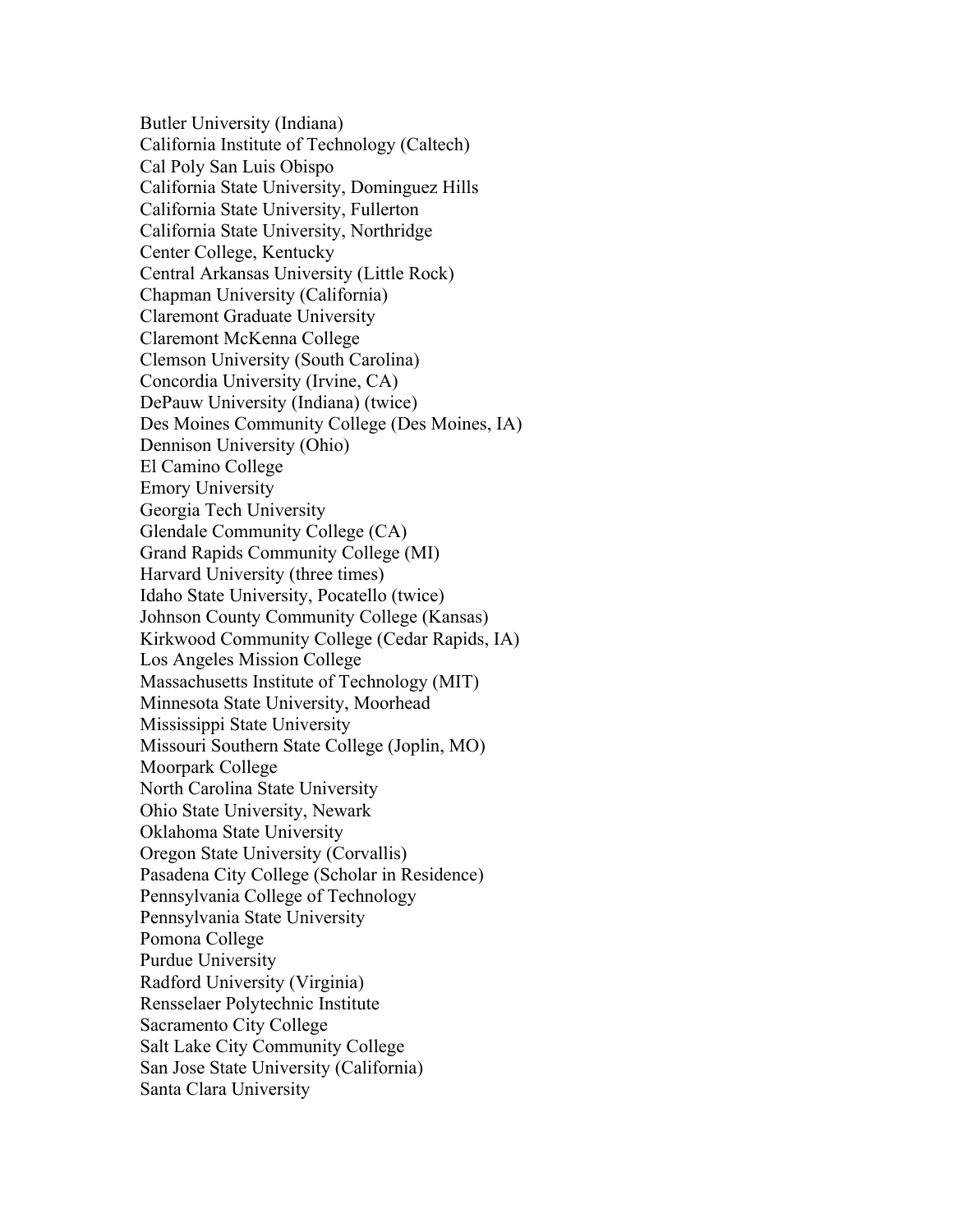Butler University (Indiana)
California Institute of Technology (Caltech)
Cal Poly San Luis Obispo
California State University, Dominguez Hills
California State University, Fullerton
California State University, Northridge
Center College, Kentucky
Central Arkansas University (Little Rock)
Chapman University (California)
Claremont Graduate University
Claremont McKenna College
Clemson University (South Carolina)
Concordia University (Irvine, CA)
DePauw University (Indiana) (twice)
Des Moines Community College (Des Moines, IA)
Dennison University (Ohio)
El Camino College
Emory University
Georgia Tech University
Glendale Community College (CA)
Grand Rapids Community College (MI)
Harvard University (three times)
Idaho State University, Pocatello (twice)
Johnson County Community College (Kansas)
Kirkwood Community College (Cedar Rapids, IA)
Los Angeles Mission College
Massachusetts Institute of Technology (MIT)
Minnesota State University, Moorhead
Mississippi State University
Missouri Southern State College (Joplin, MO)
Moorpark College
North Carolina State University
Ohio State University, Newark
Oklahoma State University
Oregon State University (Corvallis)
Pasadena City College (Scholar in Residence)
Pennsylvania College of Technology
Pennsylvania State University
Pomona College
Purdue University
Radford University (Virginia)
Rensselaer Polytechnic Institute
Sacramento City College
Salt Lake City Community College
San Jose State University (California)
Santa Clara University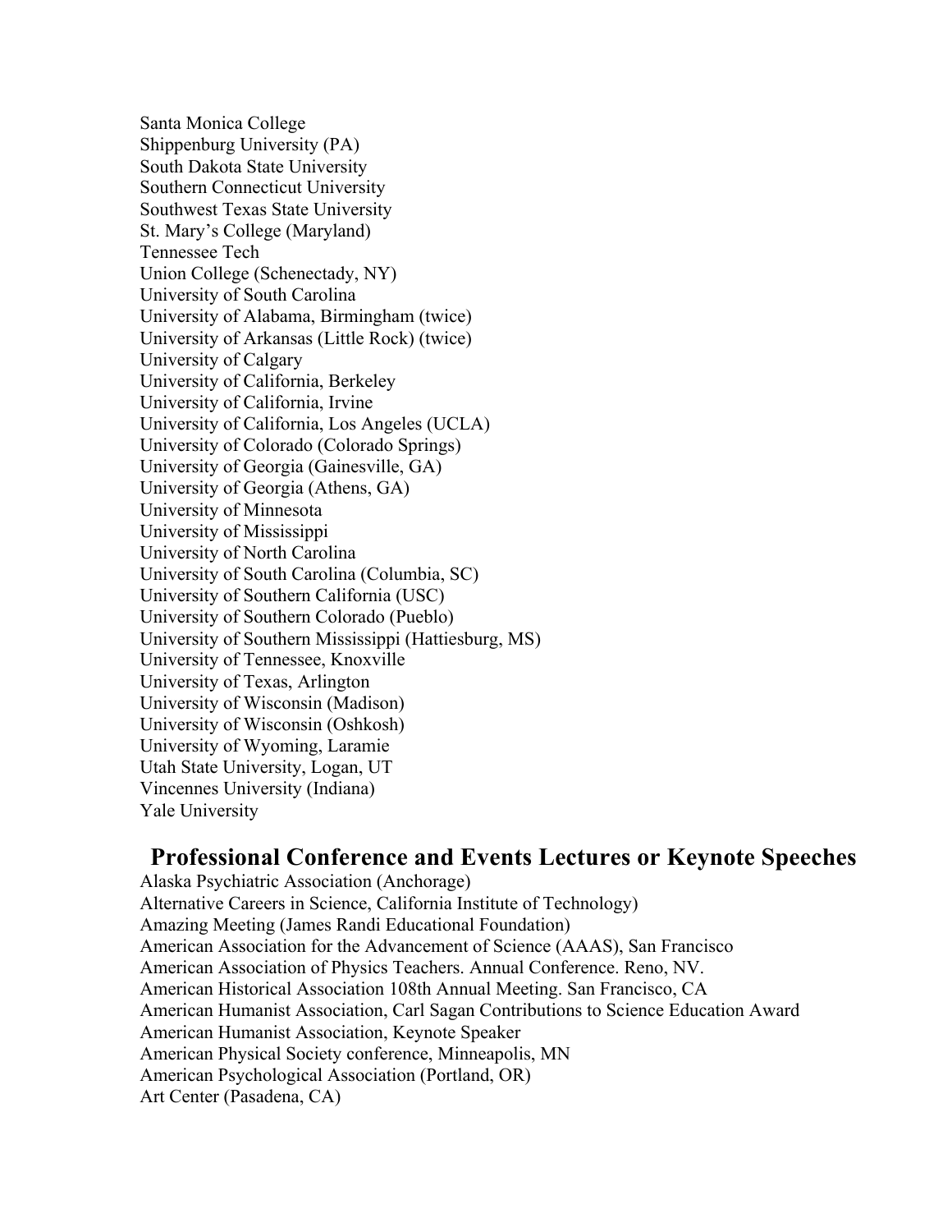Santa Monica College
Shippenburg University (PA)
South Dakota State University
Southern Connecticut University
Southwest Texas State University
St. Mary's College (Maryland)
Tennessee Tech
Union College (Schenectady, NY)
University of South Carolina
University of Alabama, Birmingham (twice)
University of Arkansas (Little Rock) (twice)
University of Calgary
University of California, Berkeley
University of California, Irvine
University of California, Los Angeles (UCLA)
University of Colorado (Colorado Springs)
University of Georgia (Gainesville, GA)
University of Georgia (Athens, GA)
University of Minnesota
University of Mississippi
University of North Carolina
University of South Carolina (Columbia, SC)
University of Southern California (USC)
University of Southern Colorado (Pueblo)
University of Southern Mississippi (Hattiesburg, MS)
University of Tennessee, Knoxville
University of Texas, Arlington
University of Wisconsin (Madison)
University of Wisconsin (Oshkosh)
University of Wyoming, Laramie
Utah State University, Logan, UT
Vincennes University (Indiana)
Yale University

## Professional Conference and Events Lectures or Keynote Speeches

Alaska Psychiatric Association (Anchorage)
Alternative Careers in Science, California Institute of Technology)
Amazing Meeting (James Randi Educational Foundation)
American Association for the Advancement of Science (AAAS), San Francisco
American Association of Physics Teachers. Annual Conference. Reno, NV.
American Historical Association 108th Annual Meeting. San Francisco, CA
American Humanist Association, Carl Sagan Contributions to Science Education Award
American Humanist Association, Keynote Speaker
American Physical Society conference, Minneapolis, MN
American Psychological Association (Portland, OR)
Art Center (Pasadena, CA)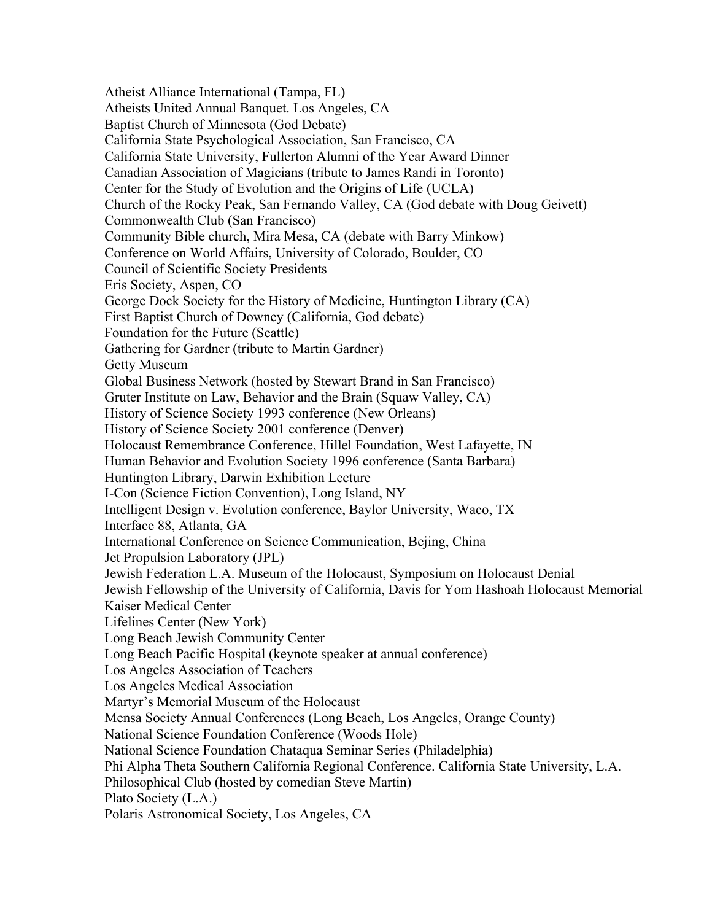Atheist Alliance International (Tampa, FL)
Atheists United Annual Banquet. Los Angeles, CA
Baptist Church of Minnesota (God Debate)
California State Psychological Association, San Francisco, CA
California State University, Fullerton Alumni of the Year Award Dinner
Canadian Association of Magicians (tribute to James Randi in Toronto)
Center for the Study of Evolution and the Origins of Life (UCLA)
Church of the Rocky Peak, San Fernando Valley, CA (God debate with Doug Geivett)
Commonwealth Club (San Francisco)
Community Bible church, Mira Mesa, CA (debate with Barry Minkow)
Conference on World Affairs, University of Colorado, Boulder, CO
Council of Scientific Society Presidents
Eris Society, Aspen, CO
George Dock Society for the History of Medicine, Huntington Library (CA)
First Baptist Church of Downey (California, God debate)
Foundation for the Future (Seattle)
Gathering for Gardner (tribute to Martin Gardner)
Getty Museum
Global Business Network (hosted by Stewart Brand in San Francisco)
Gruter Institute on Law, Behavior and the Brain (Squaw Valley, CA)
History of Science Society 1993 conference (New Orleans)
History of Science Society 2001 conference (Denver)
Holocaust Remembrance Conference, Hillel Foundation, West Lafayette, IN
Human Behavior and Evolution Society 1996 conference (Santa Barbara)
Huntington Library, Darwin Exhibition Lecture
I-Con (Science Fiction Convention), Long Island, NY
Intelligent Design v. Evolution conference, Baylor University, Waco, TX
Interface 88, Atlanta, GA
International Conference on Science Communication, Bejing, China
Jet Propulsion Laboratory (JPL)
Jewish Federation L.A. Museum of the Holocaust, Symposium on Holocaust Denial
Jewish Fellowship of the University of California, Davis for Yom Hashoah Holocaust Memorial
Kaiser Medical Center
Lifelines Center (New York)
Long Beach Jewish Community Center
Long Beach Pacific Hospital (keynote speaker at annual conference)
Los Angeles Association of Teachers
Los Angeles Medical Association
Martyr's Memorial Museum of the Holocaust
Mensa Society Annual Conferences (Long Beach, Los Angeles, Orange County)
National Science Foundation Conference (Woods Hole)
National Science Foundation Chataqua Seminar Series (Philadelphia)
Phi Alpha Theta Southern California Regional Conference. California State University, L.A.
Philosophical Club (hosted by comedian Steve Martin)
Plato Society (L.A.)
Polaris Astronomical Society, Los Angeles, CA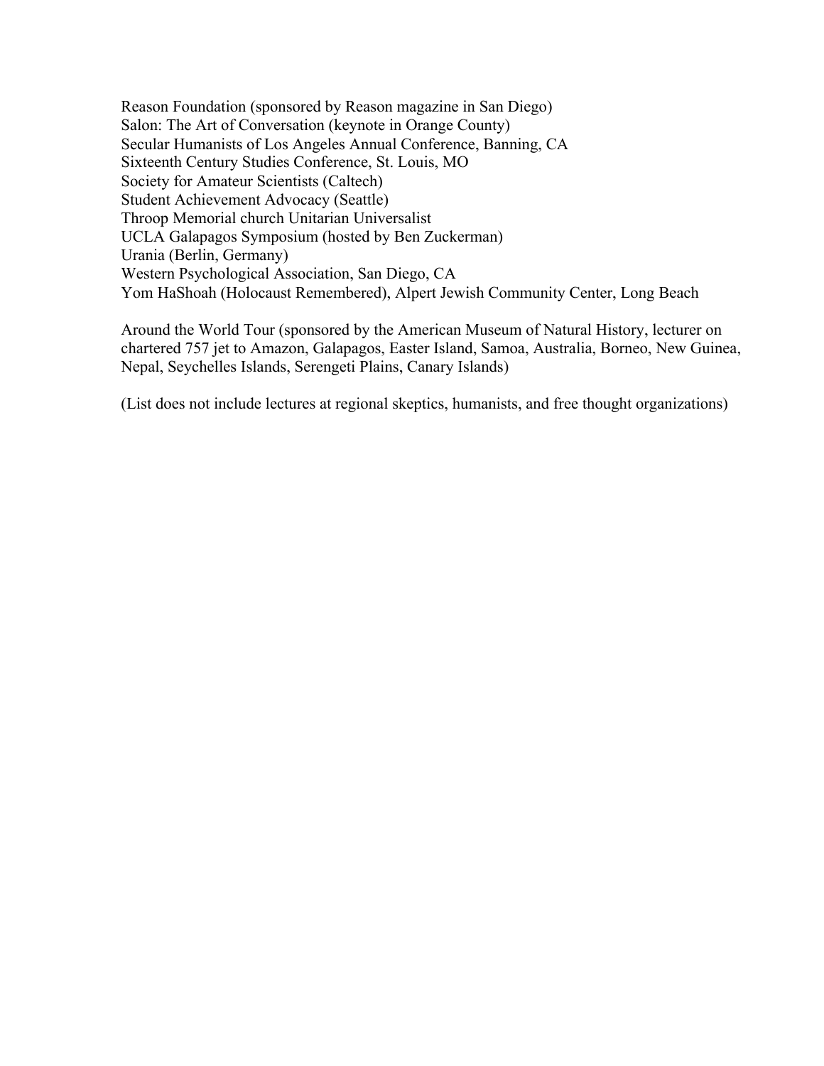Reason Foundation (sponsored by Reason magazine in San Diego)
Salon: The Art of Conversation (keynote in Orange County)
Secular Humanists of Los Angeles Annual Conference, Banning, CA
Sixteenth Century Studies Conference, St. Louis, MO
Society for Amateur Scientists (Caltech)
Student Achievement Advocacy (Seattle)
Throop Memorial church Unitarian Universalist
UCLA Galapagos Symposium (hosted by Ben Zuckerman)
Urania (Berlin, Germany)
Western Psychological Association, San Diego, CA
Yom HaShoah (Holocaust Remembered), Alpert Jewish Community Center, Long Beach

Around the World Tour (sponsored by the American Museum of Natural History, lecturer on chartered 757 jet to Amazon, Galapagos, Easter Island, Samoa, Australia, Borneo, New Guinea, Nepal, Seychelles Islands, Serengeti Plains, Canary Islands)

(List does not include lectures at regional skeptics, humanists, and free thought organizations)